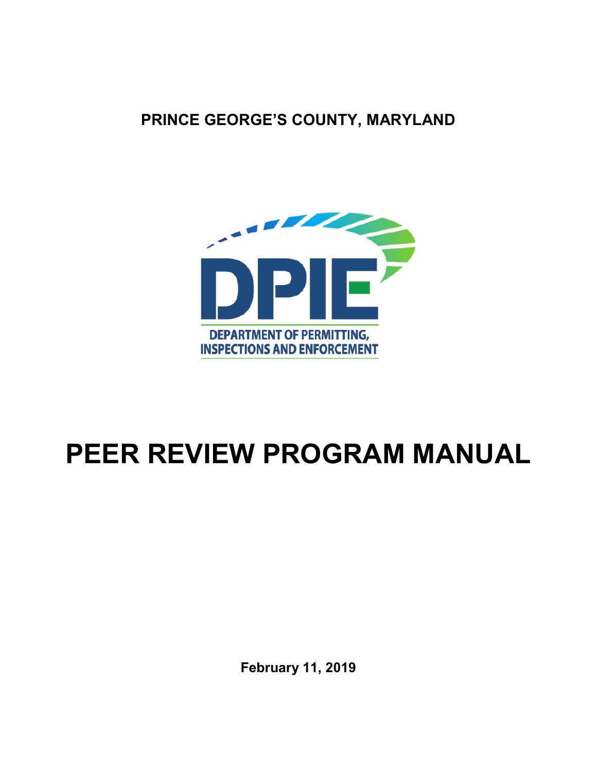**PRINCE GEORGE'S COUNTY, MARYLAND**

DPIE

DEPARTMENT OF PERMITTING, INSPECTIONS AND ENFORCEMENT

# PEER REVIEW PROGRAM MANUAL

**February 11, 2019**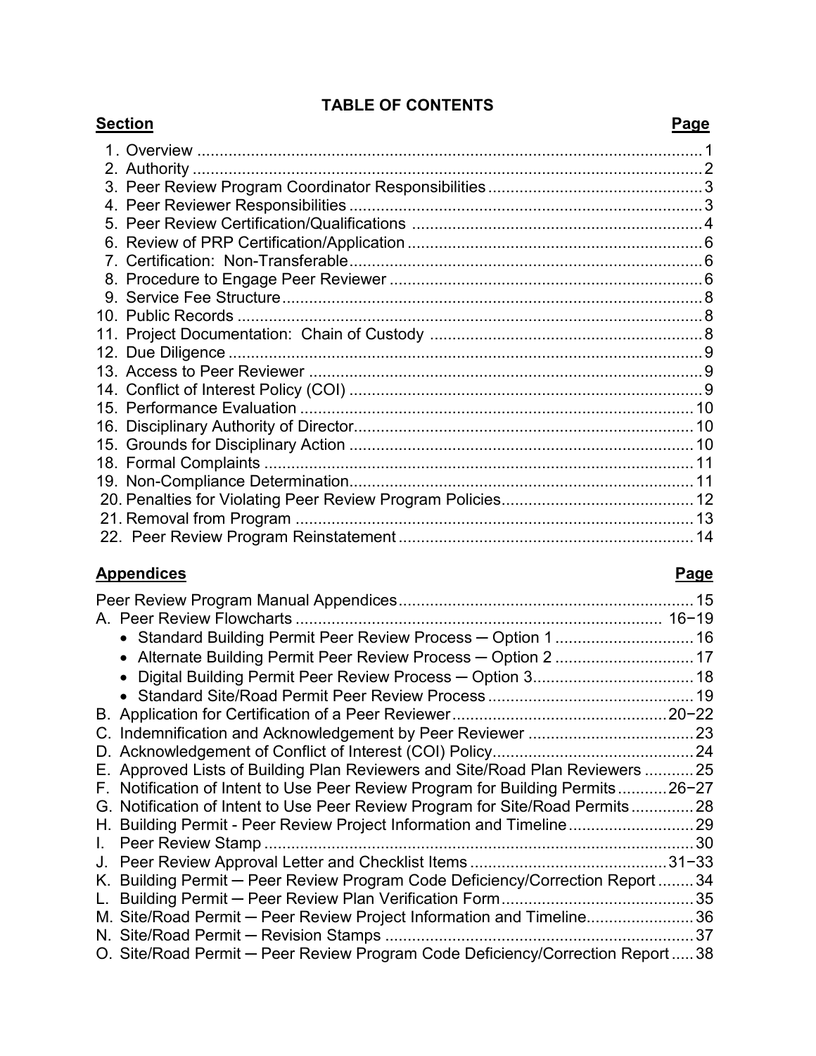# TABLE OF CONTENTS

| Section | Page |
| --- | --- |
| 1. Overview | 1 |
| 2. Authority | 2 |
| 3. Peer Review Program Coordinator Responsibilities | 3 |
| 4. Peer Reviewer Responsibilities | 3 |
| 5. Peer Review Certification/Qualifications | 4 |
| 6. Review of PRP Certification/Application | 6 |
| 7. Certification: Non-Transferable | 6 |
| 8. Procedure to Engage Peer Reviewer | 6 |
| 9. Service Fee Structure | 8 |
| 10. Public Records | 8 |
| 11. Project Documentation: Chain of Custody | 8 |
| 12. Due Diligence | 9 |
| 13. Access to Peer Reviewer | 9 |
| 14. Conflict of Interest Policy (COI) | 9 |
| 15. Performance Evaluation | 10 |
| 16. Disciplinary Authority of Director | 10 |
| 15. Grounds for Disciplinary Action | 10 |
| 18. Formal Complaints | 11 |
| 19. Non-Compliance Determination | 11 |
| 20. Penalties for Violating Peer Review Program Policies | 12 |
| 21. Removal from Program | 13 |
| 22. Peer Review Program Reinstatement | 14 |

| Appendices | Page |
| --- | --- |
| Peer Review Program Manual Appendices | 15 |
| A. Peer Review Flowcharts | 16−19 |
| • Standard Building Permit Peer Review Process ─ Option 1 | 16 |
| • Alternate Building Permit Peer Review Process ─ Option 2 | 17 |
| • Digital Building Permit Peer Review Process ─ Option 3 | 18 |
| • Standard Site/Road Permit Peer Review Process | 19 |
| B. Application for Certification of a Peer Reviewer | 20−22 |
| C. Indemnification and Acknowledgement by Peer Reviewer | 23 |
| D. Acknowledgement of Conflict of Interest (COI) Policy | 24 |
| E. Approved Lists of Building Plan Reviewers and Site/Road Plan Reviewers | 25 |
| F. Notification of Intent to Use Peer Review Program for Building Permits | 26−27 |
| G. Notification of Intent to Use Peer Review Program for Site/Road Permits | 28 |
| H. Building Permit - Peer Review Project Information and Timeline | 29 |
| I. Peer Review Stamp | 30 |
| J. Peer Review Approval Letter and Checklist Items | 31−33 |
| K. Building Permit ─ Peer Review Program Code Deficiency/Correction Report | 34 |
| L. Building Permit ─ Peer Review Plan Verification Form | 35 |
| M. Site/Road Permit ─ Peer Review Project Information and Timeline | 36 |
| N. Site/Road Permit ─ Revision Stamps | 37 |
| O. Site/Road Permit ─ Peer Review Program Code Deficiency/Correction Report | 38 |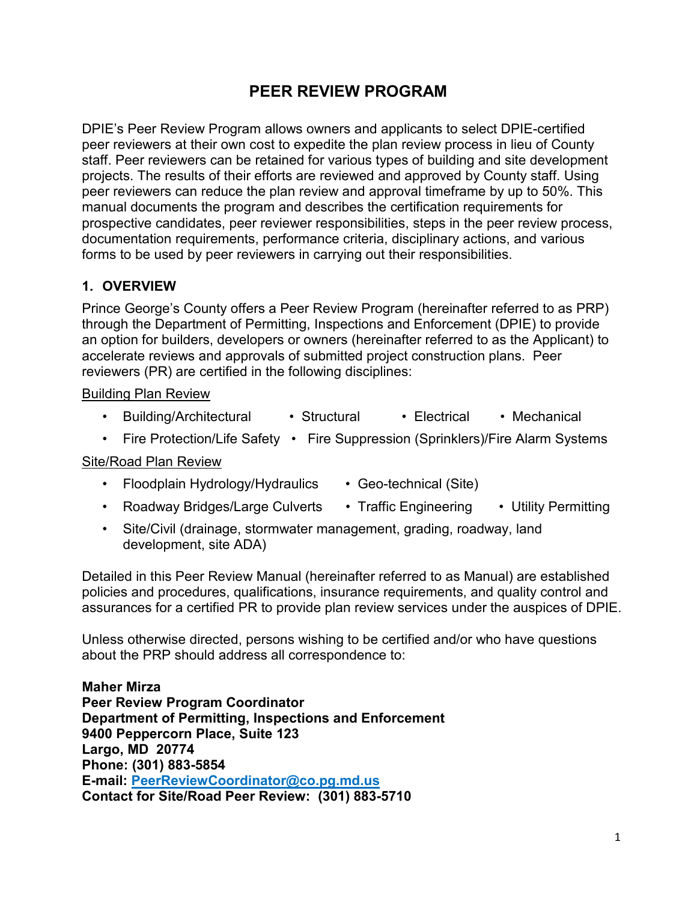# PEER REVIEW PROGRAM

DPIE's Peer Review Program allows owners and applicants to select DPIE-certified peer reviewers at their own cost to expedite the plan review process in lieu of County staff. Peer reviewers can be retained for various types of building and site development projects. The results of their efforts are reviewed and approved by County staff. Using peer reviewers can reduce the plan review and approval timeframe by up to 50%. This manual documents the program and describes the certification requirements for prospective candidates, peer reviewer responsibilities, steps in the peer review process, documentation requirements, performance criteria, disciplinary actions, and various forms to be used by peer reviewers in carrying out their responsibilities.

## 1. OVERVIEW

Prince George's County offers a Peer Review Program (hereinafter referred to as PRP) through the Department of Permitting, Inspections and Enforcement (DPIE) to provide an option for builders, developers or owners (hereinafter referred to as the Applicant) to accelerate reviews and approvals of submitted project construction plans. Peer reviewers (PR) are certified in the following disciplines:

Building Plan Review

- Building/Architectural
- Structural
- Electrical
- Mechanical
- Fire Protection/Life Safety
- Fire Suppression (Sprinklers)/Fire Alarm Systems

Site/Road Plan Review

- Floodplain Hydrology/Hydraulics
- Geo-technical (Site)
- Roadway Bridges/Large Culverts
- Traffic Engineering
- Utility Permitting
- Site/Civil (drainage, stormwater management, grading, roadway, land development, site ADA)

Detailed in this Peer Review Manual (hereinafter referred to as Manual) are established policies and procedures, qualifications, insurance requirements, and quality control and assurances for a certified PR to provide plan review services under the auspices of DPIE.

Unless otherwise directed, persons wishing to be certified and/or who have questions about the PRP should address all correspondence to:

**Maher Mirza**
**Peer Review Program Coordinator**
**Department of Permitting, Inspections and Enforcement**
**9400 Peppercorn Place, Suite 123**
**Largo, MD 20774**
**Phone: (301) 883-5854**
**E-mail: PeerReviewCoordinator@co.pg.md.us**
**Contact for Site/Road Peer Review: (301) 883-5710**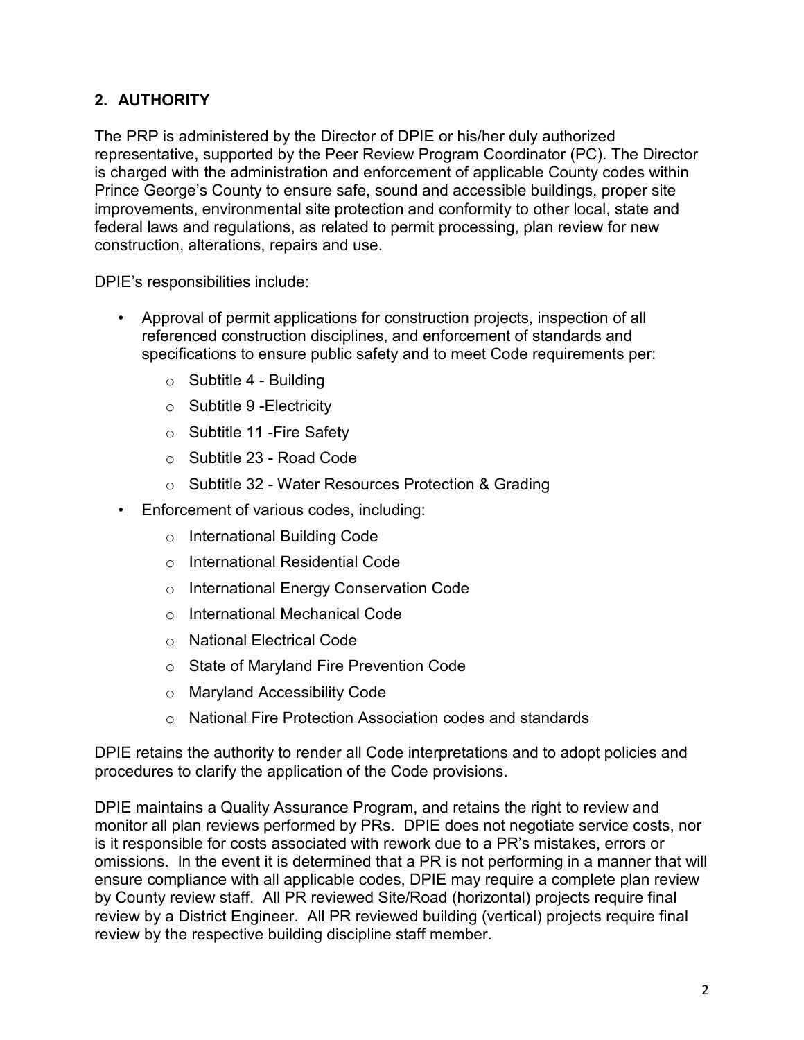## 2. AUTHORITY

The PRP is administered by the Director of DPIE or his/her duly authorized representative, supported by the Peer Review Program Coordinator (PC). The Director is charged with the administration and enforcement of applicable County codes within Prince George's County to ensure safe, sound and accessible buildings, proper site improvements, environmental site protection and conformity to other local, state and federal laws and regulations, as related to permit processing, plan review for new construction, alterations, repairs and use.

DPIE's responsibilities include:

- Approval of permit applications for construction projects, inspection of all referenced construction disciplines, and enforcement of standards and specifications to ensure public safety and to meet Code requirements per:
  - Subtitle 4 - Building
  - Subtitle 9 -Electricity
  - Subtitle 11 -Fire Safety
  - Subtitle 23 - Road Code
  - Subtitle 32 - Water Resources Protection & Grading
- Enforcement of various codes, including:
  - International Building Code
  - International Residential Code
  - International Energy Conservation Code
  - International Mechanical Code
  - National Electrical Code
  - State of Maryland Fire Prevention Code
  - Maryland Accessibility Code
  - National Fire Protection Association codes and standards

DPIE retains the authority to render all Code interpretations and to adopt policies and procedures to clarify the application of the Code provisions.

DPIE maintains a Quality Assurance Program, and retains the right to review and monitor all plan reviews performed by PRs. DPIE does not negotiate service costs, nor is it responsible for costs associated with rework due to a PR's mistakes, errors or omissions. In the event it is determined that a PR is not performing in a manner that will ensure compliance with all applicable codes, DPIE may require a complete plan review by County review staff. All PR reviewed Site/Road (horizontal) projects require final review by a District Engineer. All PR reviewed building (vertical) projects require final review by the respective building discipline staff member.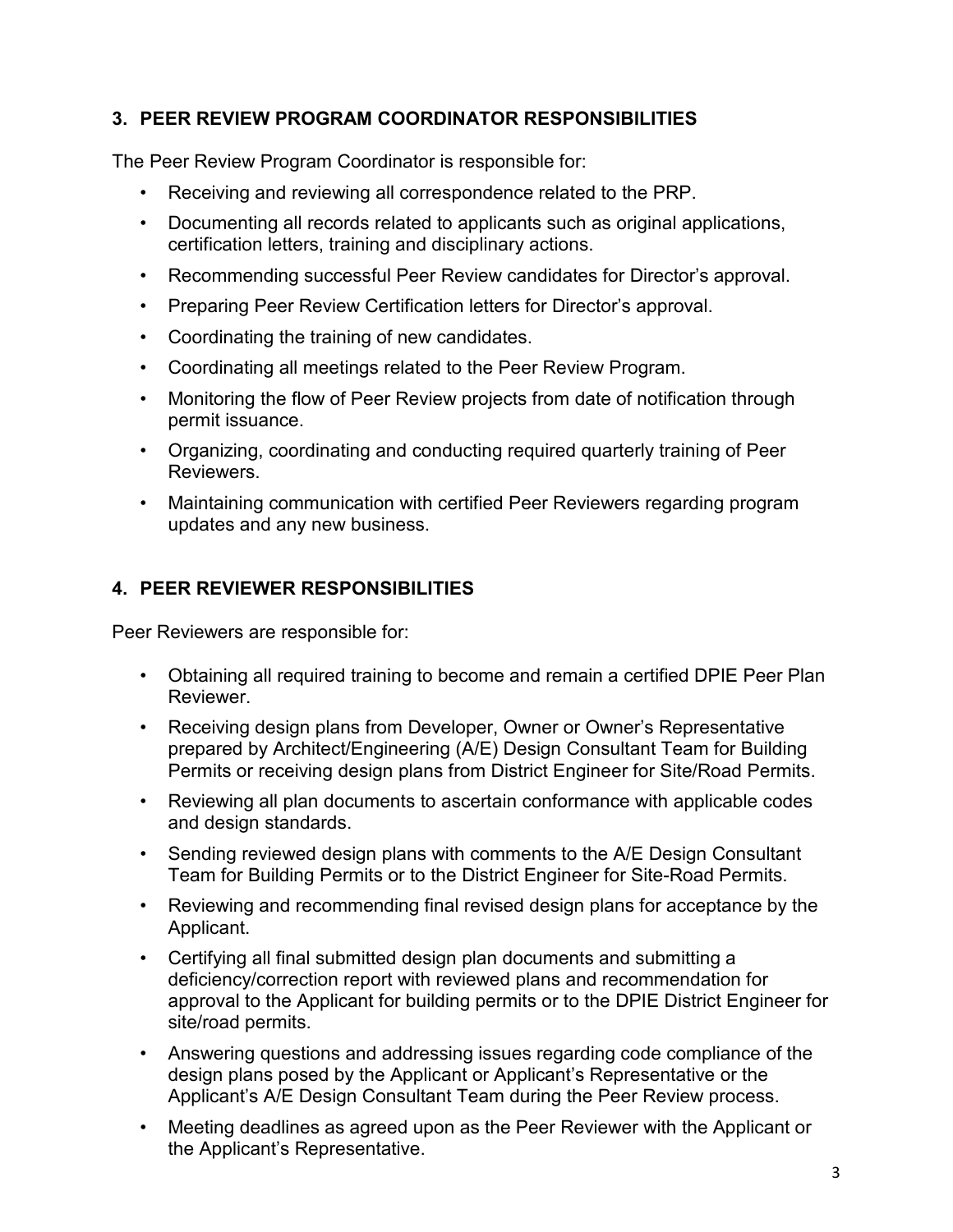## 3. PEER REVIEW PROGRAM COORDINATOR RESPONSIBILITIES

The Peer Review Program Coordinator is responsible for:

- Receiving and reviewing all correspondence related to the PRP.
- Documenting all records related to applicants such as original applications, certification letters, training and disciplinary actions.
- Recommending successful Peer Review candidates for Director's approval.
- Preparing Peer Review Certification letters for Director's approval.
- Coordinating the training of new candidates.
- Coordinating all meetings related to the Peer Review Program.
- Monitoring the flow of Peer Review projects from date of notification through permit issuance.
- Organizing, coordinating and conducting required quarterly training of Peer Reviewers.
- Maintaining communication with certified Peer Reviewers regarding program updates and any new business.

## 4. PEER REVIEWER RESPONSIBILITIES

Peer Reviewers are responsible for:

- Obtaining all required training to become and remain a certified DPIE Peer Plan Reviewer.
- Receiving design plans from Developer, Owner or Owner's Representative prepared by Architect/Engineering (A/E) Design Consultant Team for Building Permits or receiving design plans from District Engineer for Site/Road Permits.
- Reviewing all plan documents to ascertain conformance with applicable codes and design standards.
- Sending reviewed design plans with comments to the A/E Design Consultant Team for Building Permits or to the District Engineer for Site-Road Permits.
- Reviewing and recommending final revised design plans for acceptance by the Applicant.
- Certifying all final submitted design plan documents and submitting a deficiency/correction report with reviewed plans and recommendation for approval to the Applicant for building permits or to the DPIE District Engineer for site/road permits.
- Answering questions and addressing issues regarding code compliance of the design plans posed by the Applicant or Applicant's Representative or the Applicant's A/E Design Consultant Team during the Peer Review process.
- Meeting deadlines as agreed upon as the Peer Reviewer with the Applicant or the Applicant's Representative.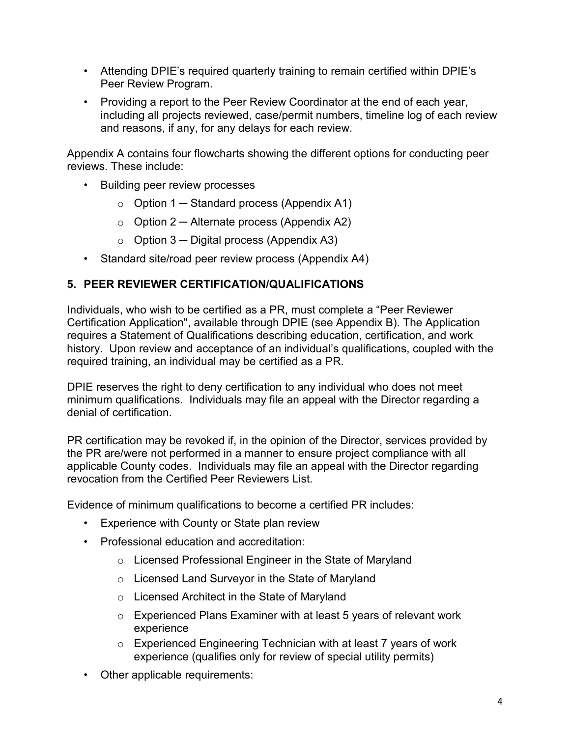- Attending DPIE's required quarterly training to remain certified within DPIE's Peer Review Program.
- Providing a report to the Peer Review Coordinator at the end of each year, including all projects reviewed, case/permit numbers, timeline log of each review and reasons, if any, for any delays for each review.

Appendix A contains four flowcharts showing the different options for conducting peer reviews. These include:

- Building peer review processes
  - Option 1 ─ Standard process (Appendix A1)
  - Option 2 ─ Alternate process (Appendix A2)
  - Option 3 ─ Digital process (Appendix A3)
- Standard site/road peer review process (Appendix A4)

## 5. PEER REVIEWER CERTIFICATION/QUALIFICATIONS

Individuals, who wish to be certified as a PR, must complete a "Peer Reviewer Certification Application", available through DPIE (see Appendix B). The Application requires a Statement of Qualifications describing education, certification, and work history. Upon review and acceptance of an individual's qualifications, coupled with the required training, an individual may be certified as a PR.

DPIE reserves the right to deny certification to any individual who does not meet minimum qualifications. Individuals may file an appeal with the Director regarding a denial of certification.

PR certification may be revoked if, in the opinion of the Director, services provided by the PR are/were not performed in a manner to ensure project compliance with all applicable County codes. Individuals may file an appeal with the Director regarding revocation from the Certified Peer Reviewers List.

Evidence of minimum qualifications to become a certified PR includes:

- Experience with County or State plan review
- Professional education and accreditation:
  - Licensed Professional Engineer in the State of Maryland
  - Licensed Land Surveyor in the State of Maryland
  - Licensed Architect in the State of Maryland
  - Experienced Plans Examiner with at least 5 years of relevant work experience
  - Experienced Engineering Technician with at least 7 years of work experience (qualifies only for review of special utility permits)
- Other applicable requirements: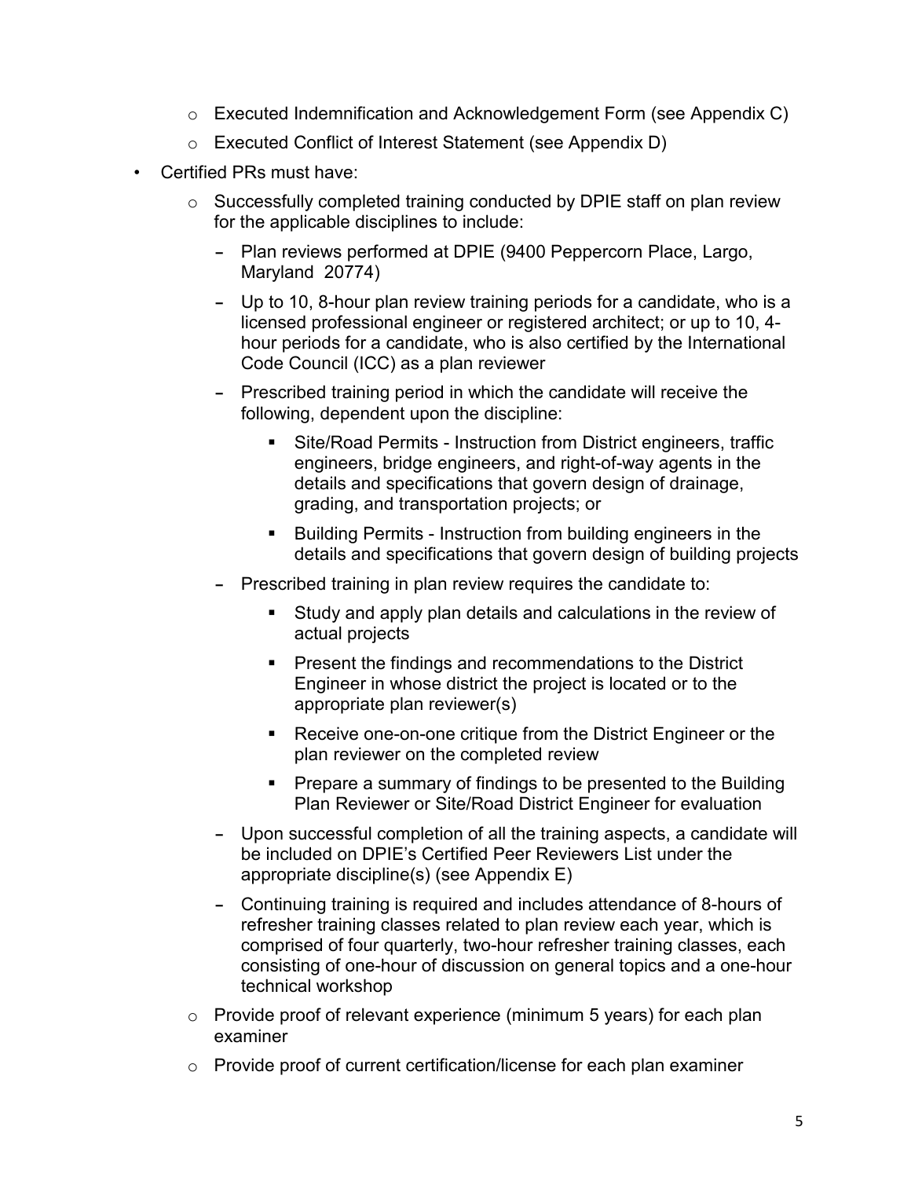- Executed Indemnification and Acknowledgement Form (see Appendix C)
  - Executed Conflict of Interest Statement (see Appendix D)
- Certified PRs must have:
  - Successfully completed training conducted by DPIE staff on plan review for the applicable disciplines to include:
    - Plan reviews performed at DPIE (9400 Peppercorn Place, Largo, Maryland 20774)
    - Up to 10, 8-hour plan review training periods for a candidate, who is a licensed professional engineer or registered architect; or up to 10, 4-hour periods for a candidate, who is also certified by the International Code Council (ICC) as a plan reviewer
    - Prescribed training period in which the candidate will receive the following, dependent upon the discipline:
      - Site/Road Permits - Instruction from District engineers, traffic engineers, bridge engineers, and right-of-way agents in the details and specifications that govern design of drainage, grading, and transportation projects; or
      - Building Permits - Instruction from building engineers in the details and specifications that govern design of building projects
    - Prescribed training in plan review requires the candidate to:
      - Study and apply plan details and calculations in the review of actual projects
      - Present the findings and recommendations to the District Engineer in whose district the project is located or to the appropriate plan reviewer(s)
      - Receive one-on-one critique from the District Engineer or the plan reviewer on the completed review
      - Prepare a summary of findings to be presented to the Building Plan Reviewer or Site/Road District Engineer for evaluation
    - Upon successful completion of all the training aspects, a candidate will be included on DPIE's Certified Peer Reviewers List under the appropriate discipline(s) (see Appendix E)
    - Continuing training is required and includes attendance of 8-hours of refresher training classes related to plan review each year, which is comprised of four quarterly, two-hour refresher training classes, each consisting of one-hour of discussion on general topics and a one-hour technical workshop
  - Provide proof of relevant experience (minimum 5 years) for each plan examiner
  - Provide proof of current certification/license for each plan examiner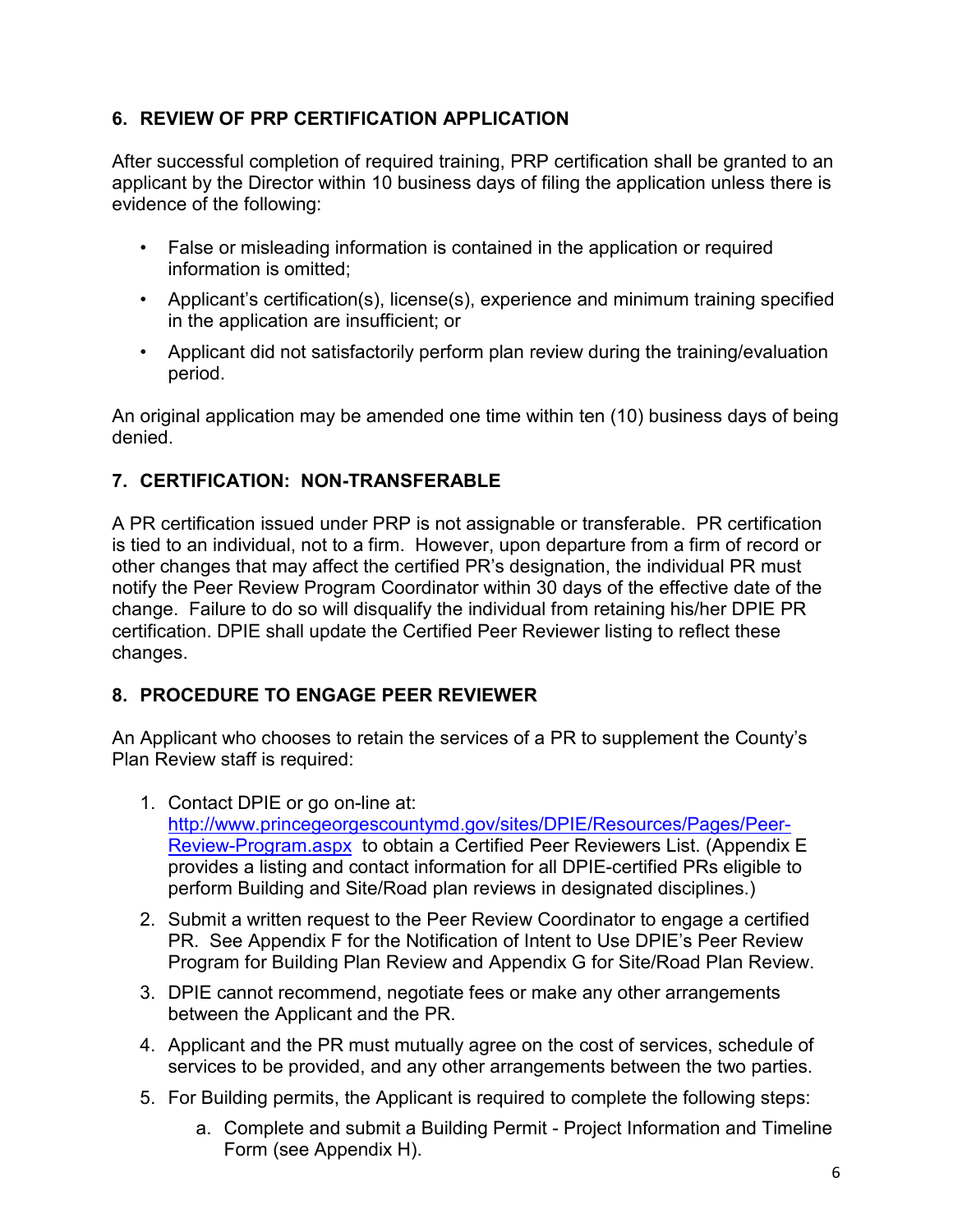## 6. REVIEW OF PRP CERTIFICATION APPLICATION

After successful completion of required training, PRP certification shall be granted to an applicant by the Director within 10 business days of filing the application unless there is evidence of the following:

- False or misleading information is contained in the application or required information is omitted;
- Applicant's certification(s), license(s), experience and minimum training specified in the application are insufficient; or
- Applicant did not satisfactorily perform plan review during the training/evaluation period.

An original application may be amended one time within ten (10) business days of being denied.

## 7. CERTIFICATION: NON-TRANSFERABLE

A PR certification issued under PRP is not assignable or transferable. PR certification is tied to an individual, not to a firm. However, upon departure from a firm of record or other changes that may affect the certified PR's designation, the individual PR must notify the Peer Review Program Coordinator within 30 days of the effective date of the change. Failure to do so will disqualify the individual from retaining his/her DPIE PR certification. DPIE shall update the Certified Peer Reviewer listing to reflect these changes.

## 8. PROCEDURE TO ENGAGE PEER REVIEWER

An Applicant who chooses to retain the services of a PR to supplement the County's Plan Review staff is required:

1. Contact DPIE or go on-line at: [http://www.princegeorgescountymd.gov/sites/DPIE/Resources/Pages/Peer-Review-Program.aspx](http://www.princegeorgescountymd.gov/sites/DPIE/Resources/Pages/Peer-Review-Program.aspx) to obtain a Certified Peer Reviewers List. (Appendix E provides a listing and contact information for all DPIE-certified PRs eligible to perform Building and Site/Road plan reviews in designated disciplines.)
2. Submit a written request to the Peer Review Coordinator to engage a certified PR. See Appendix F for the Notification of Intent to Use DPIE's Peer Review Program for Building Plan Review and Appendix G for Site/Road Plan Review.
3. DPIE cannot recommend, negotiate fees or make any other arrangements between the Applicant and the PR.
4. Applicant and the PR must mutually agree on the cost of services, schedule of services to be provided, and any other arrangements between the two parties.
5. For Building permits, the Applicant is required to complete the following steps:
   a. Complete and submit a Building Permit - Project Information and Timeline Form (see Appendix H).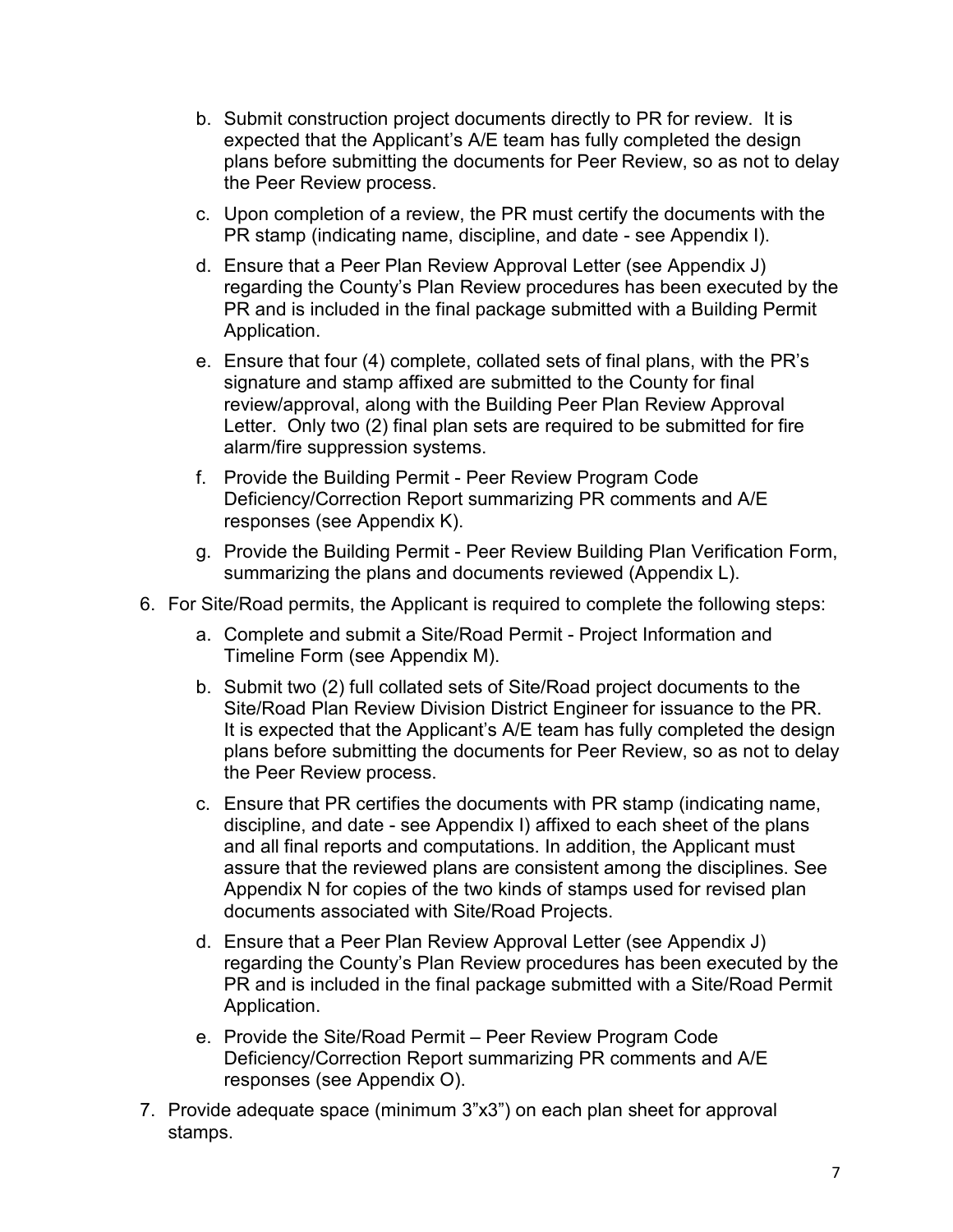b. Submit construction project documents directly to PR for review. It is expected that the Applicant's A/E team has fully completed the design plans before submitting the documents for Peer Review, so as not to delay the Peer Review process.

   c. Upon completion of a review, the PR must certify the documents with the PR stamp (indicating name, discipline, and date - see Appendix I).

   d. Ensure that a Peer Plan Review Approval Letter (see Appendix J) regarding the County's Plan Review procedures has been executed by the PR and is included in the final package submitted with a Building Permit Application.

   e. Ensure that four (4) complete, collated sets of final plans, with the PR's signature and stamp affixed are submitted to the County for final review/approval, along with the Building Peer Plan Review Approval Letter. Only two (2) final plan sets are required to be submitted for fire alarm/fire suppression systems.

   f. Provide the Building Permit - Peer Review Program Code Deficiency/Correction Report summarizing PR comments and A/E responses (see Appendix K).

   g. Provide the Building Permit - Peer Review Building Plan Verification Form, summarizing the plans and documents reviewed (Appendix L).

6. For Site/Road permits, the Applicant is required to complete the following steps:

   a. Complete and submit a Site/Road Permit - Project Information and Timeline Form (see Appendix M).

   b. Submit two (2) full collated sets of Site/Road project documents to the Site/Road Plan Review Division District Engineer for issuance to the PR. It is expected that the Applicant's A/E team has fully completed the design plans before submitting the documents for Peer Review, so as not to delay the Peer Review process.

   c. Ensure that PR certifies the documents with PR stamp (indicating name, discipline, and date - see Appendix I) affixed to each sheet of the plans and all final reports and computations. In addition, the Applicant must assure that the reviewed plans are consistent among the disciplines. See Appendix N for copies of the two kinds of stamps used for revised plan documents associated with Site/Road Projects.

   d. Ensure that a Peer Plan Review Approval Letter (see Appendix J) regarding the County's Plan Review procedures has been executed by the PR and is included in the final package submitted with a Site/Road Permit Application.

   e. Provide the Site/Road Permit – Peer Review Program Code Deficiency/Correction Report summarizing PR comments and A/E responses (see Appendix O).

7. Provide adequate space (minimum 3"x3") on each plan sheet for approval stamps.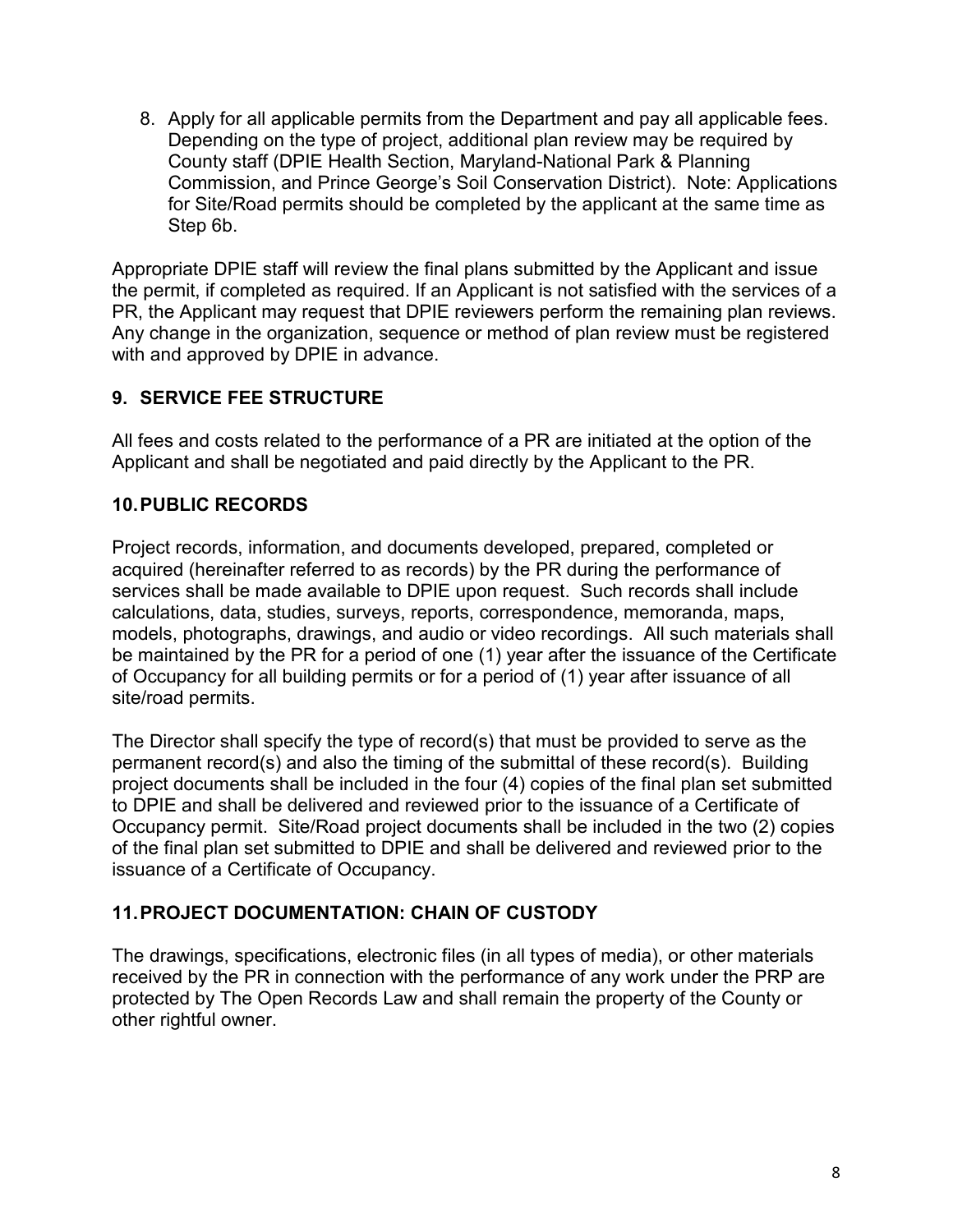8. Apply for all applicable permits from the Department and pay all applicable fees. Depending on the type of project, additional plan review may be required by County staff (DPIE Health Section, Maryland-National Park & Planning Commission, and Prince George's Soil Conservation District). Note: Applications for Site/Road permits should be completed by the applicant at the same time as Step 6b.

Appropriate DPIE staff will review the final plans submitted by the Applicant and issue the permit, if completed as required. If an Applicant is not satisfied with the services of a PR, the Applicant may request that DPIE reviewers perform the remaining plan reviews. Any change in the organization, sequence or method of plan review must be registered with and approved by DPIE in advance.

## 9. SERVICE FEE STRUCTURE

All fees and costs related to the performance of a PR are initiated at the option of the Applicant and shall be negotiated and paid directly by the Applicant to the PR.

## 10. PUBLIC RECORDS

Project records, information, and documents developed, prepared, completed or acquired (hereinafter referred to as records) by the PR during the performance of services shall be made available to DPIE upon request. Such records shall include calculations, data, studies, surveys, reports, correspondence, memoranda, maps, models, photographs, drawings, and audio or video recordings. All such materials shall be maintained by the PR for a period of one (1) year after the issuance of the Certificate of Occupancy for all building permits or for a period of (1) year after issuance of all site/road permits.

The Director shall specify the type of record(s) that must be provided to serve as the permanent record(s) and also the timing of the submittal of these record(s). Building project documents shall be included in the four (4) copies of the final plan set submitted to DPIE and shall be delivered and reviewed prior to the issuance of a Certificate of Occupancy permit. Site/Road project documents shall be included in the two (2) copies of the final plan set submitted to DPIE and shall be delivered and reviewed prior to the issuance of a Certificate of Occupancy.

## 11. PROJECT DOCUMENTATION: CHAIN OF CUSTODY

The drawings, specifications, electronic files (in all types of media), or other materials received by the PR in connection with the performance of any work under the PRP are protected by The Open Records Law and shall remain the property of the County or other rightful owner.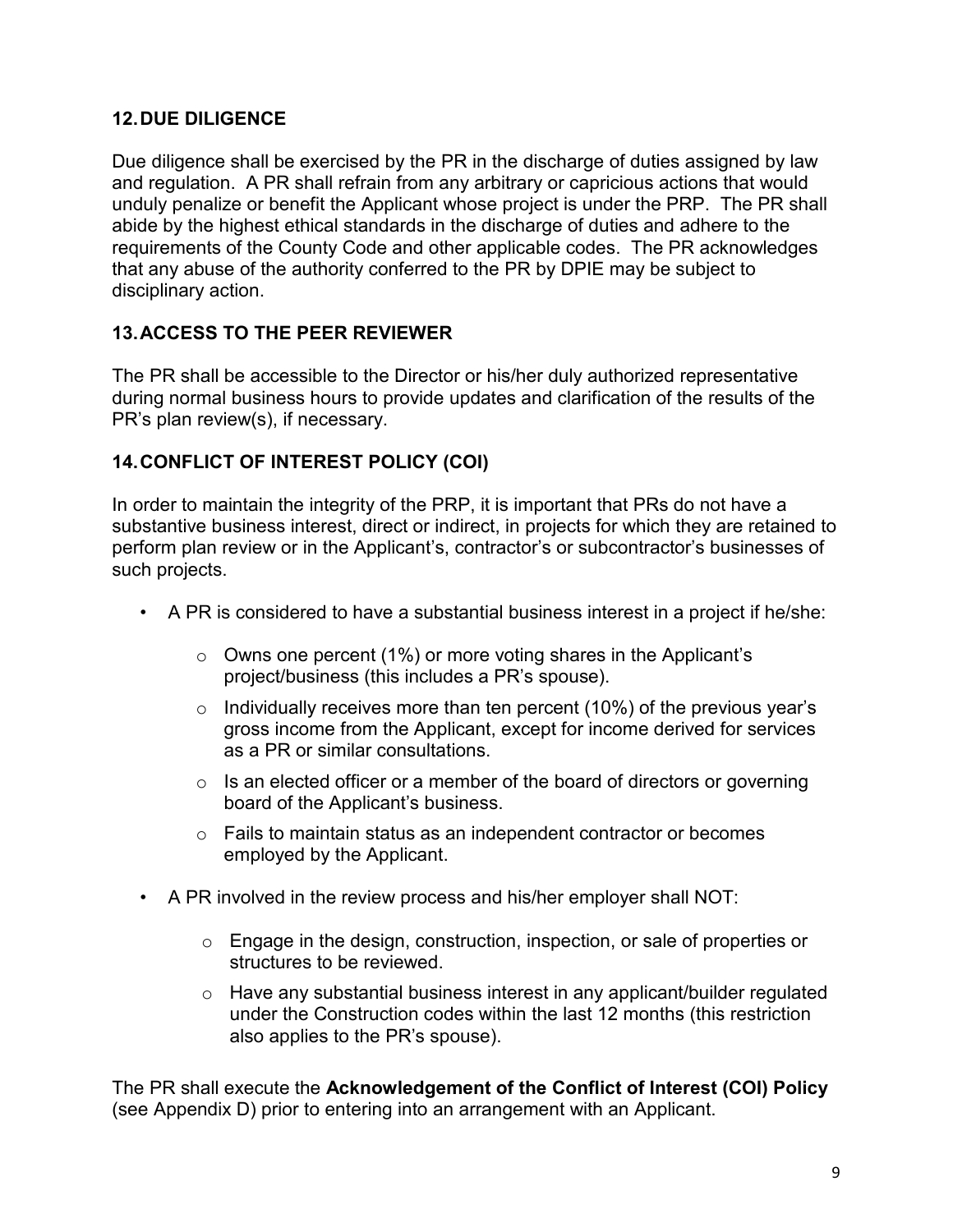## 12. DUE DILIGENCE

Due diligence shall be exercised by the PR in the discharge of duties assigned by law and regulation. A PR shall refrain from any arbitrary or capricious actions that would unduly penalize or benefit the Applicant whose project is under the PRP. The PR shall abide by the highest ethical standards in the discharge of duties and adhere to the requirements of the County Code and other applicable codes. The PR acknowledges that any abuse of the authority conferred to the PR by DPIE may be subject to disciplinary action.

## 13. ACCESS TO THE PEER REVIEWER

The PR shall be accessible to the Director or his/her duly authorized representative during normal business hours to provide updates and clarification of the results of the PR's plan review(s), if necessary.

## 14. CONFLICT OF INTEREST POLICY (COI)

In order to maintain the integrity of the PRP, it is important that PRs do not have a substantive business interest, direct or indirect, in projects for which they are retained to perform plan review or in the Applicant's, contractor's or subcontractor's businesses of such projects.

- A PR is considered to have a substantial business interest in a project if he/she:
  - Owns one percent (1%) or more voting shares in the Applicant's project/business (this includes a PR's spouse).
  - Individually receives more than ten percent (10%) of the previous year's gross income from the Applicant, except for income derived for services as a PR or similar consultations.
  - Is an elected officer or a member of the board of directors or governing board of the Applicant's business.
  - Fails to maintain status as an independent contractor or becomes employed by the Applicant.
- A PR involved in the review process and his/her employer shall NOT:
  - Engage in the design, construction, inspection, or sale of properties or structures to be reviewed.
  - Have any substantial business interest in any applicant/builder regulated under the Construction codes within the last 12 months (this restriction also applies to the PR's spouse).

The PR shall execute the **Acknowledgement of the Conflict of Interest (COI) Policy** (see Appendix D) prior to entering into an arrangement with an Applicant.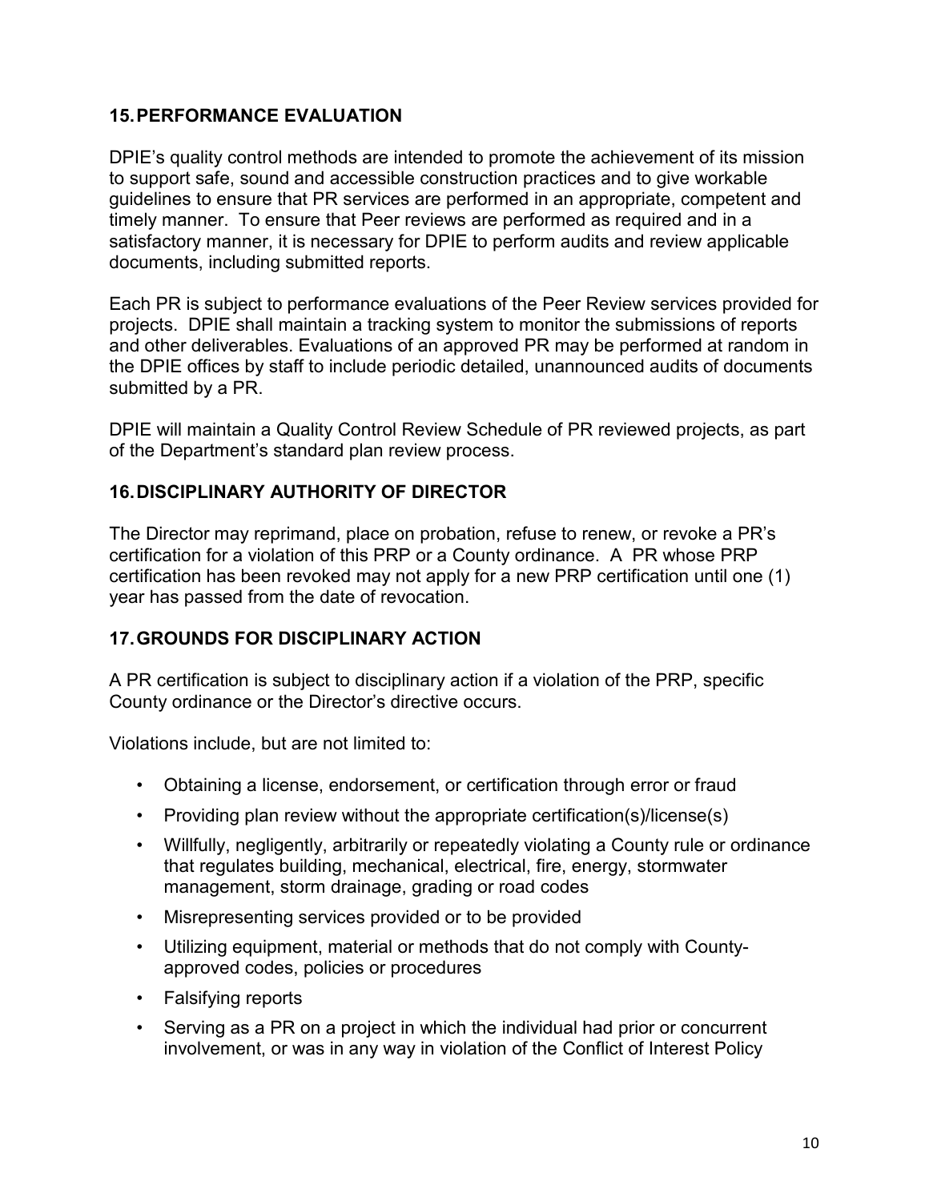## 15. PERFORMANCE EVALUATION

DPIE's quality control methods are intended to promote the achievement of its mission to support safe, sound and accessible construction practices and to give workable guidelines to ensure that PR services are performed in an appropriate, competent and timely manner. To ensure that Peer reviews are performed as required and in a satisfactory manner, it is necessary for DPIE to perform audits and review applicable documents, including submitted reports.

Each PR is subject to performance evaluations of the Peer Review services provided for projects. DPIE shall maintain a tracking system to monitor the submissions of reports and other deliverables. Evaluations of an approved PR may be performed at random in the DPIE offices by staff to include periodic detailed, unannounced audits of documents submitted by a PR.

DPIE will maintain a Quality Control Review Schedule of PR reviewed projects, as part of the Department's standard plan review process.

## 16. DISCIPLINARY AUTHORITY OF DIRECTOR

The Director may reprimand, place on probation, refuse to renew, or revoke a PR's certification for a violation of this PRP or a County ordinance. A PR whose PRP certification has been revoked may not apply for a new PRP certification until one (1) year has passed from the date of revocation.

## 17. GROUNDS FOR DISCIPLINARY ACTION

A PR certification is subject to disciplinary action if a violation of the PRP, specific County ordinance or the Director's directive occurs.

Violations include, but are not limited to:

- Obtaining a license, endorsement, or certification through error or fraud
- Providing plan review without the appropriate certification(s)/license(s)
- Willfully, negligently, arbitrarily or repeatedly violating a County rule or ordinance that regulates building, mechanical, electrical, fire, energy, stormwater management, storm drainage, grading or road codes
- Misrepresenting services provided or to be provided
- Utilizing equipment, material or methods that do not comply with County-approved codes, policies or procedures
- Falsifying reports
- Serving as a PR on a project in which the individual had prior or concurrent involvement, or was in any way in violation of the Conflict of Interest Policy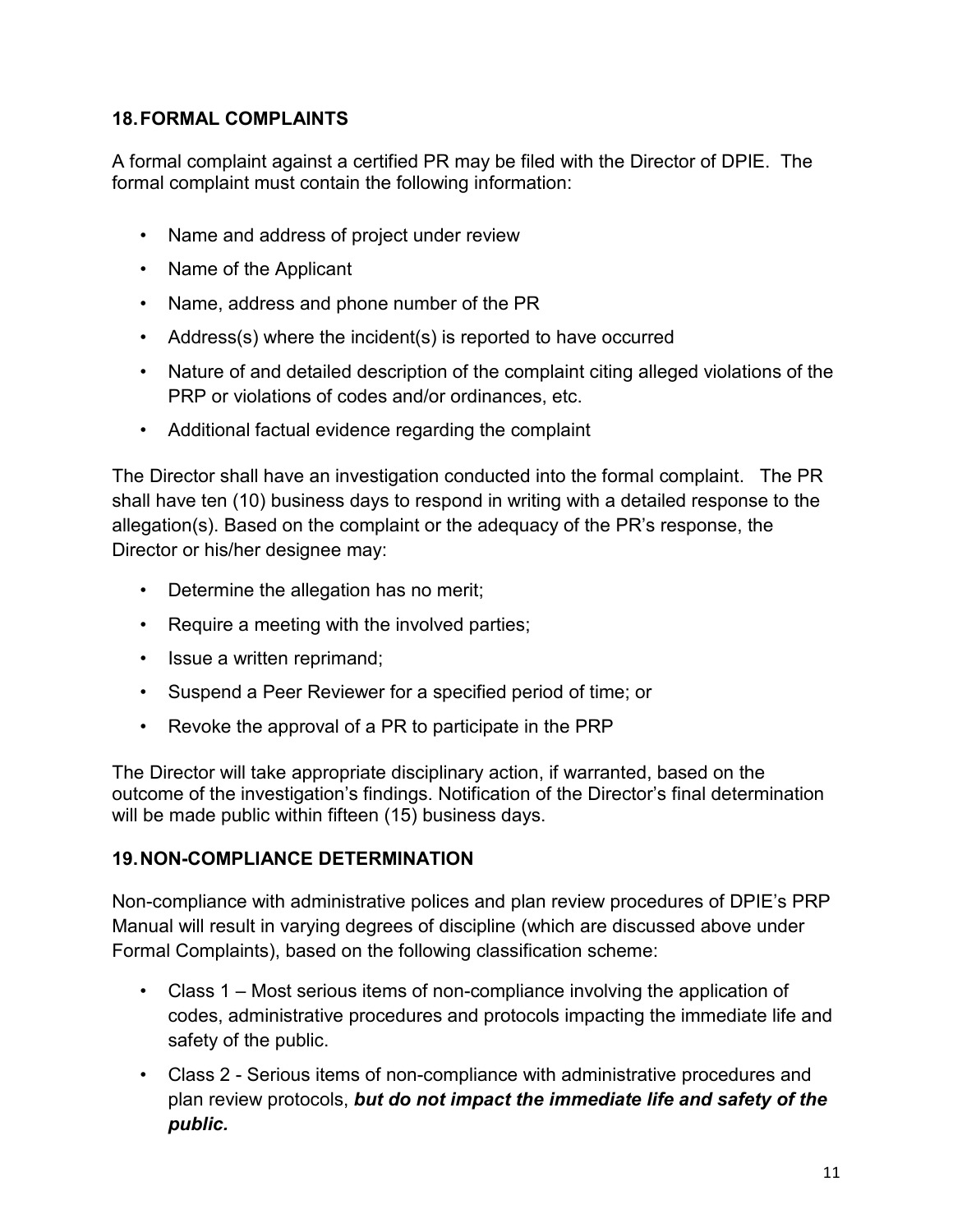## 18. FORMAL COMPLAINTS

A formal complaint against a certified PR may be filed with the Director of DPIE. The formal complaint must contain the following information:

- Name and address of project under review
- Name of the Applicant
- Name, address and phone number of the PR
- Address(s) where the incident(s) is reported to have occurred
- Nature of and detailed description of the complaint citing alleged violations of the PRP or violations of codes and/or ordinances, etc.
- Additional factual evidence regarding the complaint

The Director shall have an investigation conducted into the formal complaint. The PR shall have ten (10) business days to respond in writing with a detailed response to the allegation(s). Based on the complaint or the adequacy of the PR's response, the Director or his/her designee may:

- Determine the allegation has no merit;
- Require a meeting with the involved parties;
- Issue a written reprimand;
- Suspend a Peer Reviewer for a specified period of time; or
- Revoke the approval of a PR to participate in the PRP

The Director will take appropriate disciplinary action, if warranted, based on the outcome of the investigation's findings. Notification of the Director's final determination will be made public within fifteen (15) business days.

## 19. NON-COMPLIANCE DETERMINATION

Non-compliance with administrative polices and plan review procedures of DPIE's PRP Manual will result in varying degrees of discipline (which are discussed above under Formal Complaints), based on the following classification scheme:

- Class 1 – Most serious items of non-compliance involving the application of codes, administrative procedures and protocols impacting the immediate life and safety of the public.
- Class 2 - Serious items of non-compliance with administrative procedures and plan review protocols, ***but do not impact the immediate life and safety of the public.***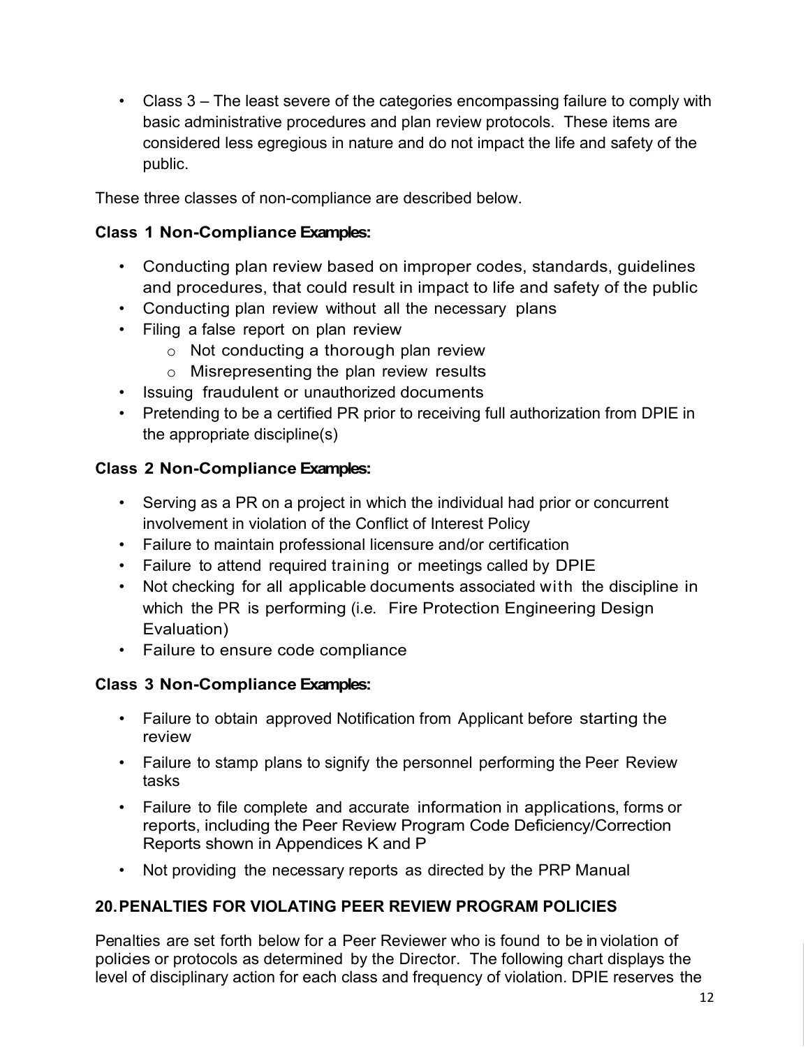- Class 3 – The least severe of the categories encompassing failure to comply with basic administrative procedures and plan review protocols. These items are considered less egregious in nature and do not impact the life and safety of the public.

These three classes of non-compliance are described below.

**Class 1 Non-Compliance Examples:**

- Conducting plan review based on improper codes, standards, guidelines and procedures, that could result in impact to life and safety of the public
- Conducting plan review without all the necessary plans
- Filing a false report on plan review
  - Not conducting a thorough plan review
  - Misrepresenting the plan review results
- Issuing fraudulent or unauthorized documents
- Pretending to be a certified PR prior to receiving full authorization from DPIE in the appropriate discipline(s)

**Class 2 Non-Compliance Examples:**

- Serving as a PR on a project in which the individual had prior or concurrent involvement in violation of the Conflict of Interest Policy
- Failure to maintain professional licensure and/or certification
- Failure to attend required training or meetings called by DPIE
- Not checking for all applicable documents associated with the discipline in which the PR is performing (i.e. Fire Protection Engineering Design Evaluation)
- Failure to ensure code compliance

**Class 3 Non-Compliance Examples:**

- Failure to obtain approved Notification from Applicant before starting the review
- Failure to stamp plans to signify the personnel performing the Peer Review tasks
- Failure to file complete and accurate information in applications, forms or reports, including the Peer Review Program Code Deficiency/Correction Reports shown in Appendices K and P
- Not providing the necessary reports as directed by the PRP Manual

## 20. PENALTIES FOR VIOLATING PEER REVIEW PROGRAM POLICIES

Penalties are set forth below for a Peer Reviewer who is found to be in violation of policies or protocols as determined by the Director. The following chart displays the level of disciplinary action for each class and frequency of violation. DPIE reserves the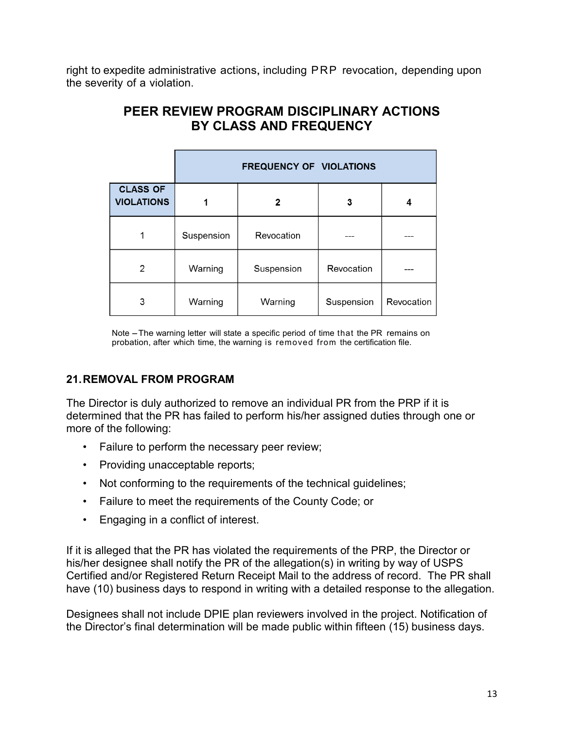right to expedite administrative actions, including PRP revocation, depending upon the severity of a violation.

## PEER REVIEW PROGRAM DISCIPLINARY ACTIONS BY CLASS AND FREQUENCY

| | FREQUENCY OF VIOLATIONS | | | |
|---|---|---|---|---|
| **CLASS OF VIOLATIONS** | **1** | **2** | **3** | **4** |
| 1 | Suspension | Revocation | --- | --- |
| 2 | Warning | Suspension | Revocation | --- |
| 3 | Warning | Warning | Suspension | Revocation |

Note – The warning letter will state a specific period of time that the PR remains on probation, after which time, the warning is removed from the certification file.

### 21. REMOVAL FROM PROGRAM

The Director is duly authorized to remove an individual PR from the PRP if it is determined that the PR has failed to perform his/her assigned duties through one or more of the following:

- Failure to perform the necessary peer review;
- Providing unacceptable reports;
- Not conforming to the requirements of the technical guidelines;
- Failure to meet the requirements of the County Code; or
- Engaging in a conflict of interest.

If it is alleged that the PR has violated the requirements of the PRP, the Director or his/her designee shall notify the PR of the allegation(s) in writing by way of USPS Certified and/or Registered Return Receipt Mail to the address of record. The PR shall have (10) business days to respond in writing with a detailed response to the allegation.

Designees shall not include DPIE plan reviewers involved in the project. Notification of the Director's final determination will be made public within fifteen (15) business days.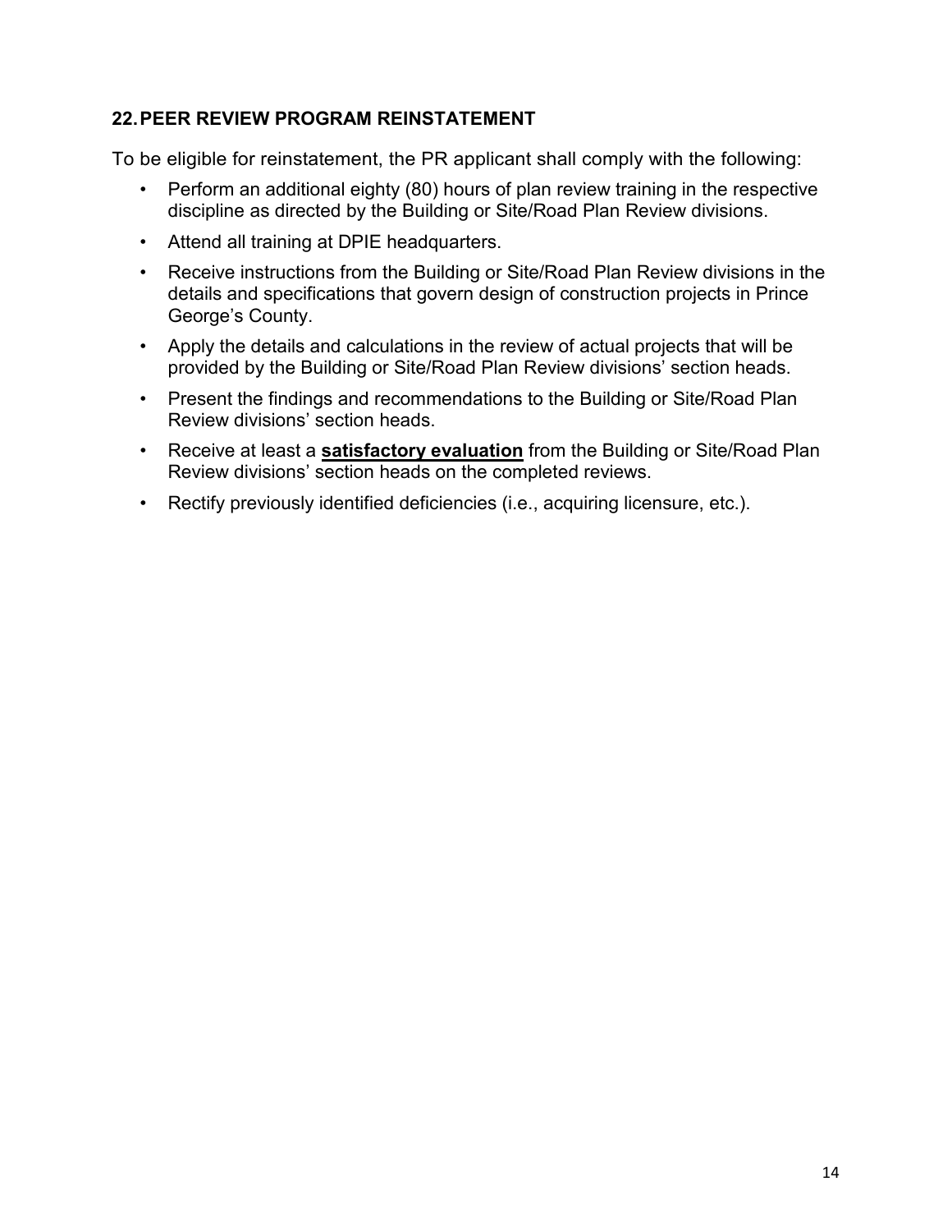## 22. PEER REVIEW PROGRAM REINSTATEMENT

To be eligible for reinstatement, the PR applicant shall comply with the following:

- Perform an additional eighty (80) hours of plan review training in the respective discipline as directed by the Building or Site/Road Plan Review divisions.
- Attend all training at DPIE headquarters.
- Receive instructions from the Building or Site/Road Plan Review divisions in the details and specifications that govern design of construction projects in Prince George's County.
- Apply the details and calculations in the review of actual projects that will be provided by the Building or Site/Road Plan Review divisions' section heads.
- Present the findings and recommendations to the Building or Site/Road Plan Review divisions' section heads.
- Receive at least a **satisfactory evaluation** from the Building or Site/Road Plan Review divisions' section heads on the completed reviews.
- Rectify previously identified deficiencies (i.e., acquiring licensure, etc.).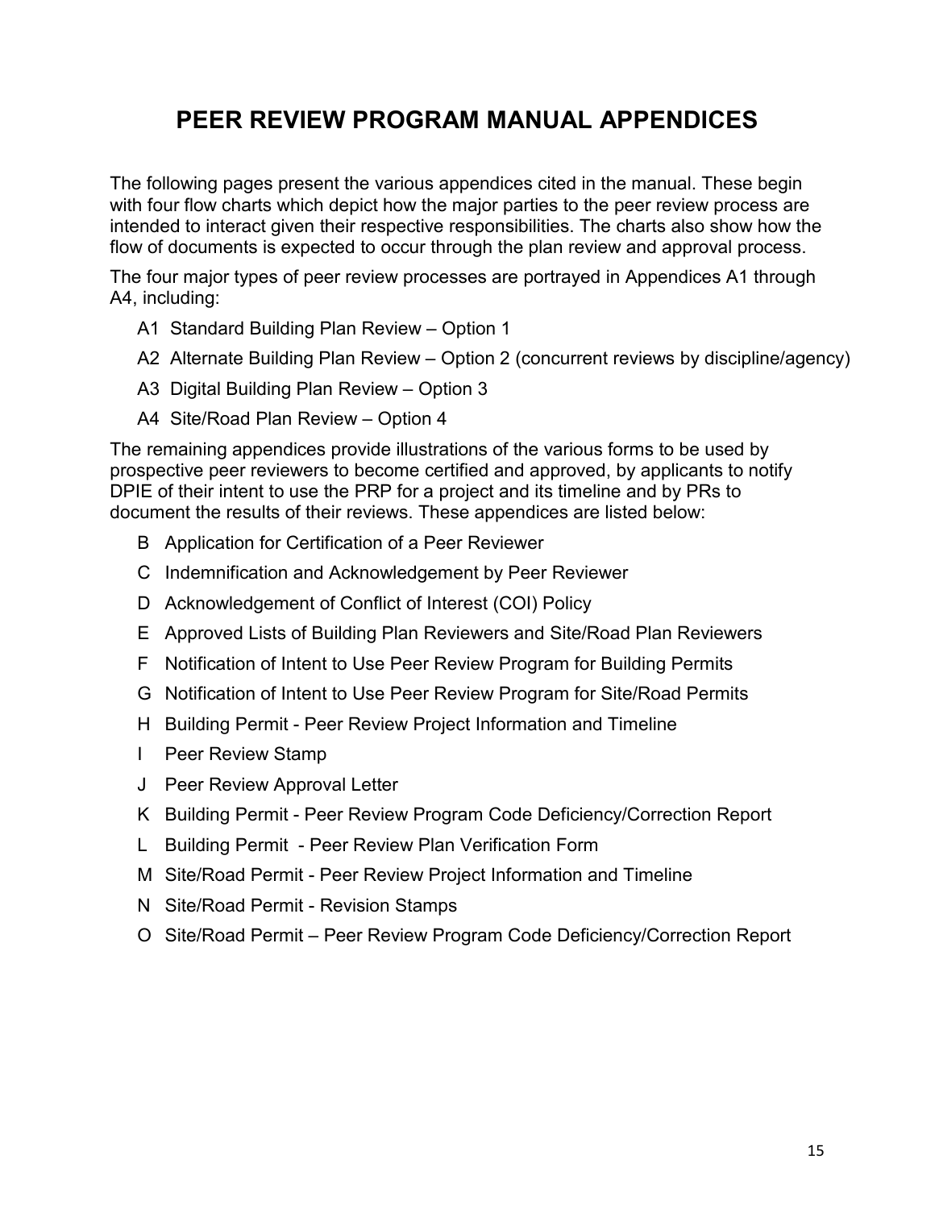# PEER REVIEW PROGRAM MANUAL APPENDICES

The following pages present the various appendices cited in the manual. These begin with four flow charts which depict how the major parties to the peer review process are intended to interact given their respective responsibilities. The charts also show how the flow of documents is expected to occur through the plan review and approval process.

The four major types of peer review processes are portrayed in Appendices A1 through A4, including:

- A1 Standard Building Plan Review – Option 1
- A2 Alternate Building Plan Review – Option 2 (concurrent reviews by discipline/agency)
- A3 Digital Building Plan Review – Option 3
- A4 Site/Road Plan Review – Option 4

The remaining appendices provide illustrations of the various forms to be used by prospective peer reviewers to become certified and approved, by applicants to notify DPIE of their intent to use the PRP for a project and its timeline and by PRs to document the results of their reviews. These appendices are listed below:

- B Application for Certification of a Peer Reviewer
- C Indemnification and Acknowledgement by Peer Reviewer
- D Acknowledgement of Conflict of Interest (COI) Policy
- E Approved Lists of Building Plan Reviewers and Site/Road Plan Reviewers
- F Notification of Intent to Use Peer Review Program for Building Permits
- G Notification of Intent to Use Peer Review Program for Site/Road Permits
- H Building Permit - Peer Review Project Information and Timeline
- I Peer Review Stamp
- J Peer Review Approval Letter
- K Building Permit - Peer Review Program Code Deficiency/Correction Report
- L Building Permit - Peer Review Plan Verification Form
- M Site/Road Permit - Peer Review Project Information and Timeline
- N Site/Road Permit - Revision Stamps
- O Site/Road Permit – Peer Review Program Code Deficiency/Correction Report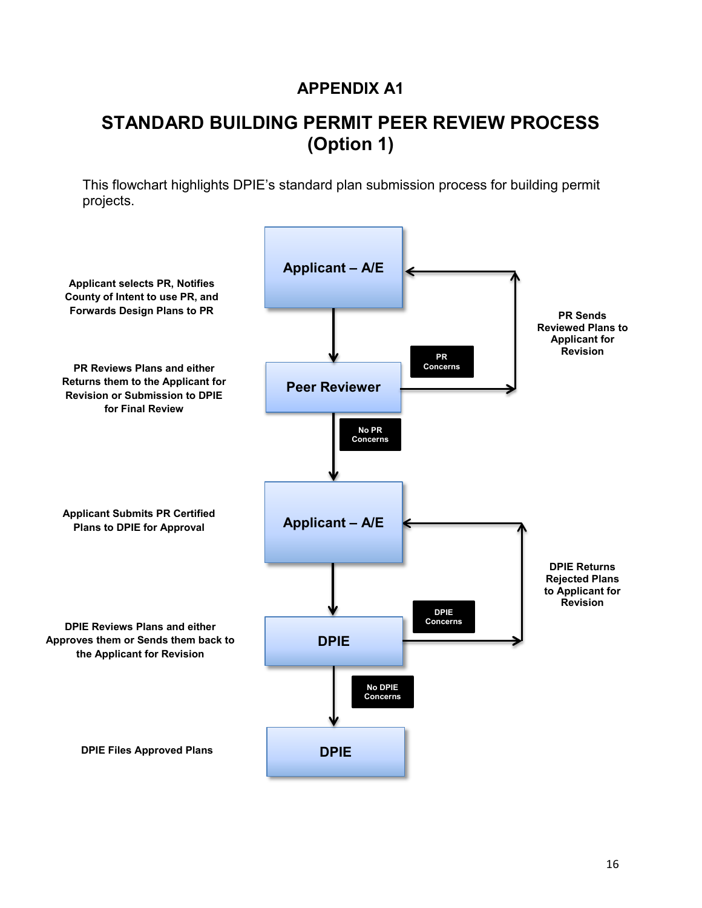# APPENDIX A1

## STANDARD BUILDING PERMIT PEER REVIEW PROCESS (Option 1)

This flowchart highlights DPIE's standard plan submission process for building permit projects.

**Applicant – A/E**

**Applicant selects PR, Notifies County of Intent to use PR, and Forwards Design Plans to PR**

**Peer Reviewer**

**PR Reviews Plans and either Returns them to the Applicant for Revision or Submission to DPIE for Final Review**

**PR Concerns** → **PR Sends Reviewed Plans to Applicant for Revision**

**No PR Concerns**

**Applicant – A/E**

**Applicant Submits PR Certified Plans to DPIE for Approval**

**DPIE**

**DPIE Reviews Plans and either Approves them or Sends them back to the Applicant for Revision**

**DPIE Concerns** → **DPIE Returns Rejected Plans to Applicant for Revision**

**No DPIE Concerns**

**DPIE**

**DPIE Files Approved Plans**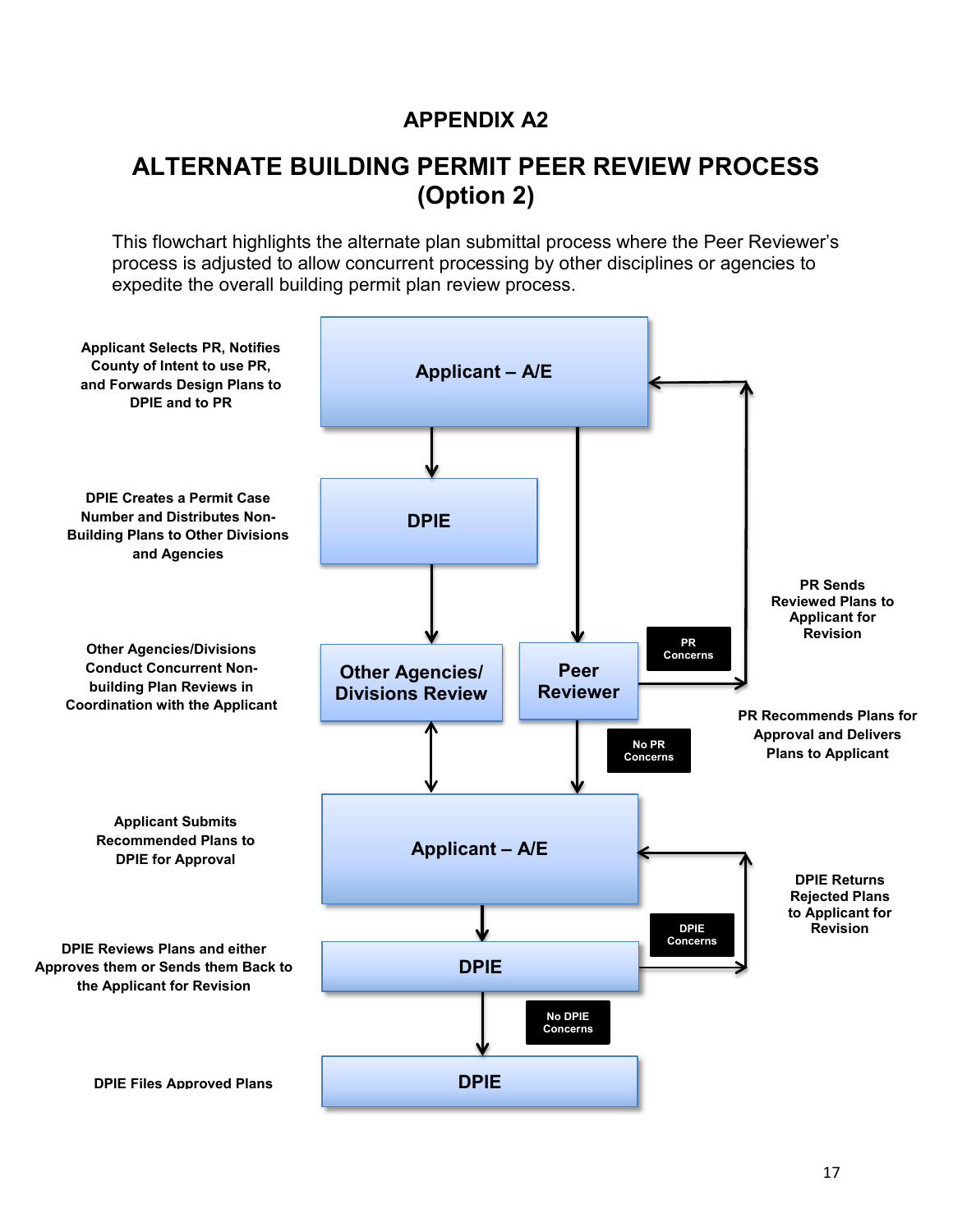# APPENDIX A2

## ALTERNATE BUILDING PERMIT PEER REVIEW PROCESS (Option 2)

This flowchart highlights the alternate plan submittal process where the Peer Reviewer's process is adjusted to allow concurrent processing by other disciplines or agencies to expedite the overall building permit plan review process.

**Applicant Selects PR, Notifies County of Intent to use PR, and Forwards Design Plans to DPIE and to PR**

**Applicant – A/E**

**DPIE Creates a Permit Case Number and Distributes Non-Building Plans to Other Divisions and Agencies**

**DPIE**

**Other Agencies/Divisions Conduct Concurrent Non-building Plan Reviews in Coordination with the Applicant**

**Other Agencies/ Divisions Review**

**Peer Reviewer**

**PR Concerns**

**PR Sends Reviewed Plans to Applicant for Revision**

**No PR Concerns**

**PR Recommends Plans for Approval and Delivers Plans to Applicant**

**Applicant Submits Recommended Plans to DPIE for Approval**

**Applicant – A/E**

**DPIE Reviews Plans and either Approves them or Sends them Back to the Applicant for Revision**

**DPIE**

**DPIE Concerns**

**DPIE Returns Rejected Plans to Applicant for Revision**

**No DPIE Concerns**

**DPIE Files Approved Plans**

**DPIE**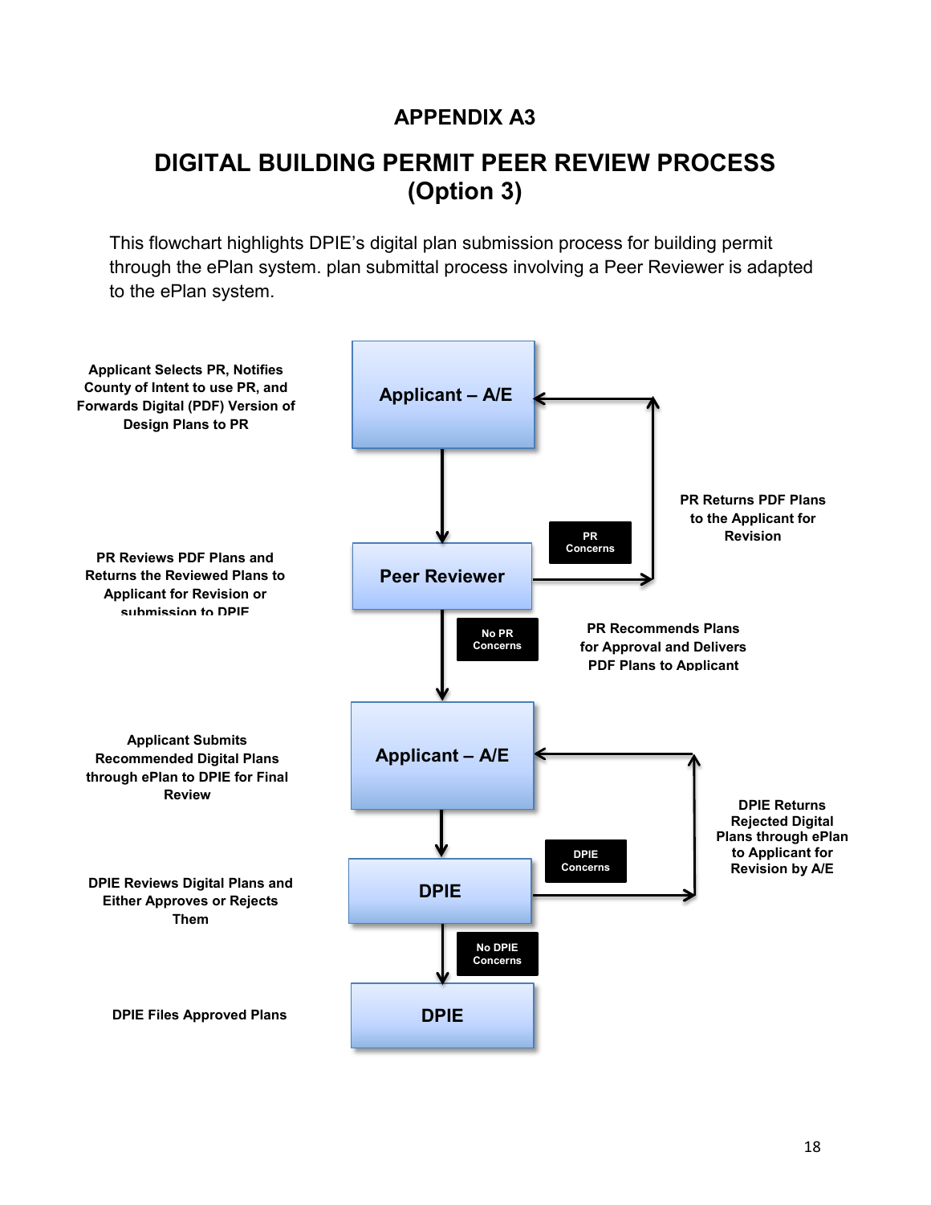# APPENDIX A3

## DIGITAL BUILDING PERMIT PEER REVIEW PROCESS (Option 3)

This flowchart highlights DPIE's digital plan submission process for building permit through the ePlan system. plan submittal process involving a Peer Reviewer is adapted to the ePlan system.

**Applicant Selects PR, Notifies County of Intent to use PR, and Forwards Digital (PDF) Version of Design Plans to PR**

**Applicant – A/E**

**PR Reviews PDF Plans and Returns the Reviewed Plans to Applicant for Revision or submission to DPIE**

**Peer Reviewer**

**PR Concerns**

**PR Returns PDF Plans to the Applicant for Revision**

**No PR Concerns**

**PR Recommends Plans for Approval and Delivers PDF Plans to Applicant**

**Applicant Submits Recommended Digital Plans through ePlan to DPIE for Final Review**

**Applicant – A/E**

**DPIE Reviews Digital Plans and Either Approves or Rejects Them**

**DPIE**

**DPIE Concerns**

**DPIE Returns Rejected Digital Plans through ePlan to Applicant for Revision by A/E**

**No DPIE Concerns**

**DPIE Files Approved Plans**

**DPIE**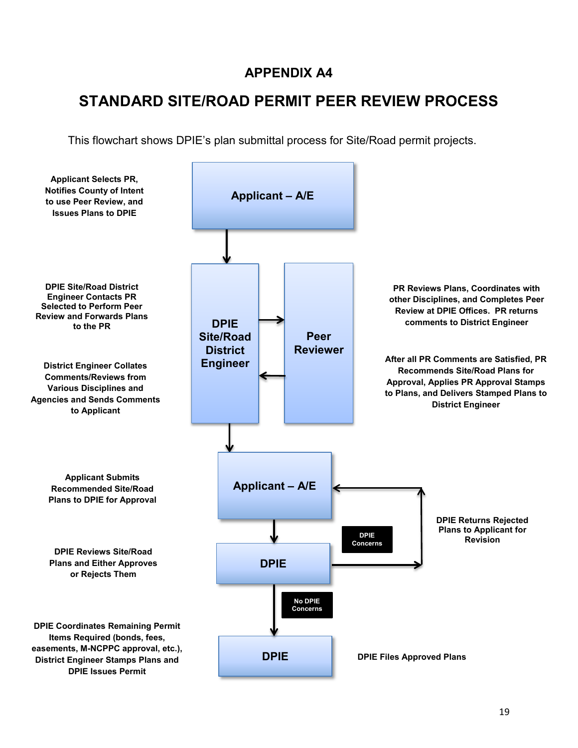# APPENDIX A4

## STANDARD SITE/ROAD PERMIT PEER REVIEW PROCESS

This flowchart shows DPIE's plan submittal process for Site/Road permit projects.

**Applicant – A/E**

Applicant Selects PR, Notifies County of Intent to use Peer Review, and Issues Plans to DPIE

**DPIE Site/Road District Engineer**

DPIE Site/Road District Engineer Contacts PR Selected to Perform Peer Review and Forwards Plans to the PR

District Engineer Collates Comments/Reviews from Various Disciplines and Agencies and Sends Comments to Applicant

**Peer Reviewer**

PR Reviews Plans, Coordinates with other Disciplines, and Completes Peer Review at DPIE Offices. PR returns comments to District Engineer

After all PR Comments are Satisfied, PR Recommends Site/Road Plans for Approval, Applies PR Approval Stamps to Plans, and Delivers Stamped Plans to District Engineer

**Applicant – A/E**

Applicant Submits Recommended Site/Road Plans to DPIE for Approval

**DPIE**

DPIE Reviews Site/Road Plans and Either Approves or Rejects Them

DPIE Concerns: DPIE Returns Rejected Plans to Applicant for Revision

No DPIE Concerns:

**DPIE**

DPIE Coordinates Remaining Permit Items Required (bonds, fees, easements, M-NCPPC approval, etc.), District Engineer Stamps Plans and DPIE Issues Permit

DPIE Files Approved Plans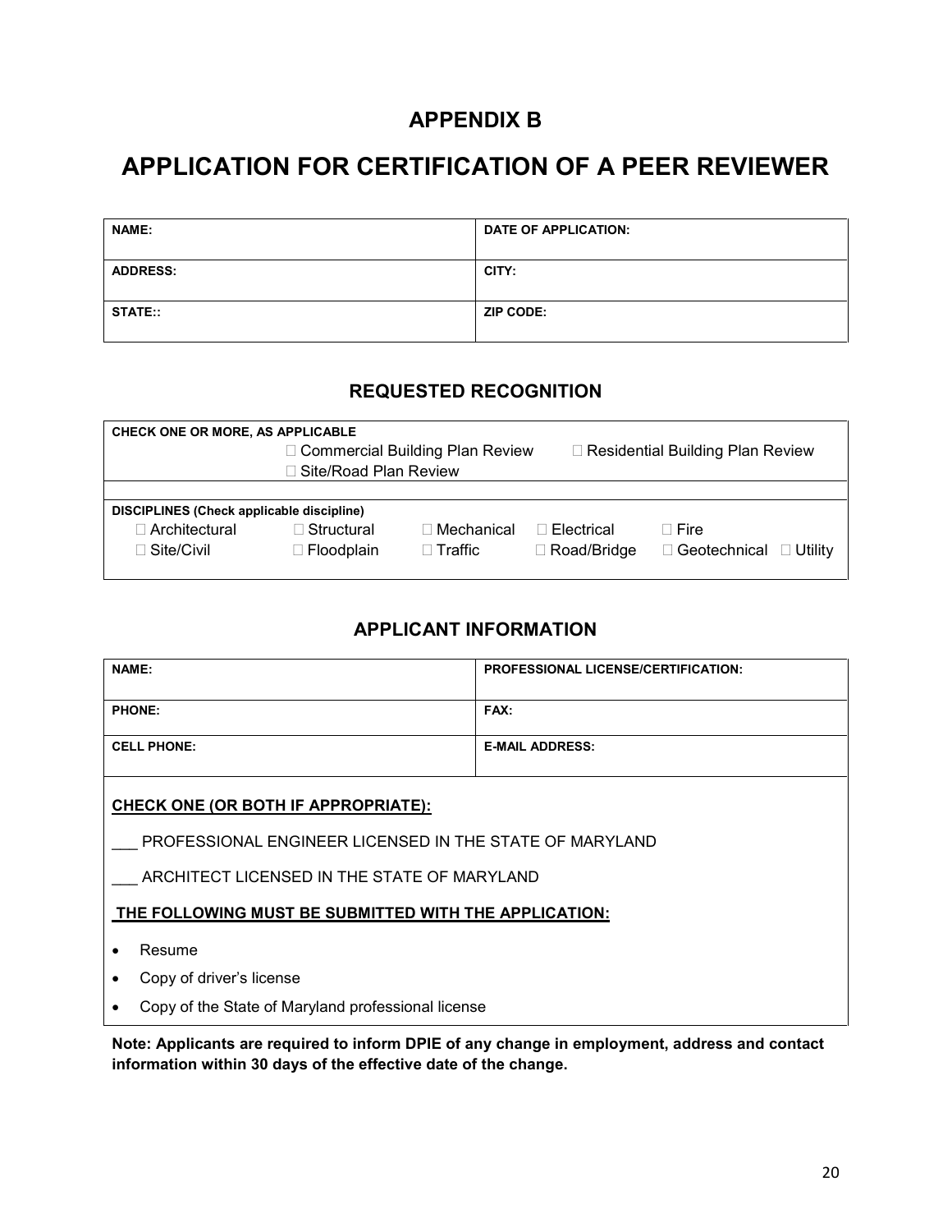# APPENDIX B

# APPLICATION FOR CERTIFICATION OF A PEER REVIEWER

| NAME: | DATE OF APPLICATION: |
|---|---|
| ADDRESS: | CITY: |
| STATE:: | ZIP CODE: |

## REQUESTED RECOGNITION

**CHECK ONE OR MORE, AS APPLICABLE**

☐ Commercial Building Plan Review ☐ Residential Building Plan Review
☐ Site/Road Plan Review

**DISCIPLINES (Check applicable discipline)**

| | | | | | |
|---|---|---|---|---|---|
| ☐ Architectural | ☐ Structural | ☐ Mechanical | ☐ Electrical | ☐ Fire | |
| ☐ Site/Civil | ☐ Floodplain | ☐ Traffic | ☐ Road/Bridge | ☐ Geotechnical | ☐ Utility |

## APPLICANT INFORMATION

| NAME: | PROFESSIONAL LICENSE/CERTIFICATION: |
|---|---|
| PHONE: | FAX: |
| CELL PHONE: | E-MAIL ADDRESS: |

**CHECK ONE (OR BOTH IF APPROPRIATE):**

___ PROFESSIONAL ENGINEER LICENSED IN THE STATE OF MARYLAND

___ ARCHITECT LICENSED IN THE STATE OF MARYLAND

**THE FOLLOWING MUST BE SUBMITTED WITH THE APPLICATION:**

- Resume
- Copy of driver's license
- Copy of the State of Maryland professional license

**Note: Applicants are required to inform DPIE of any change in employment, address and contact information within 30 days of the effective date of the change.**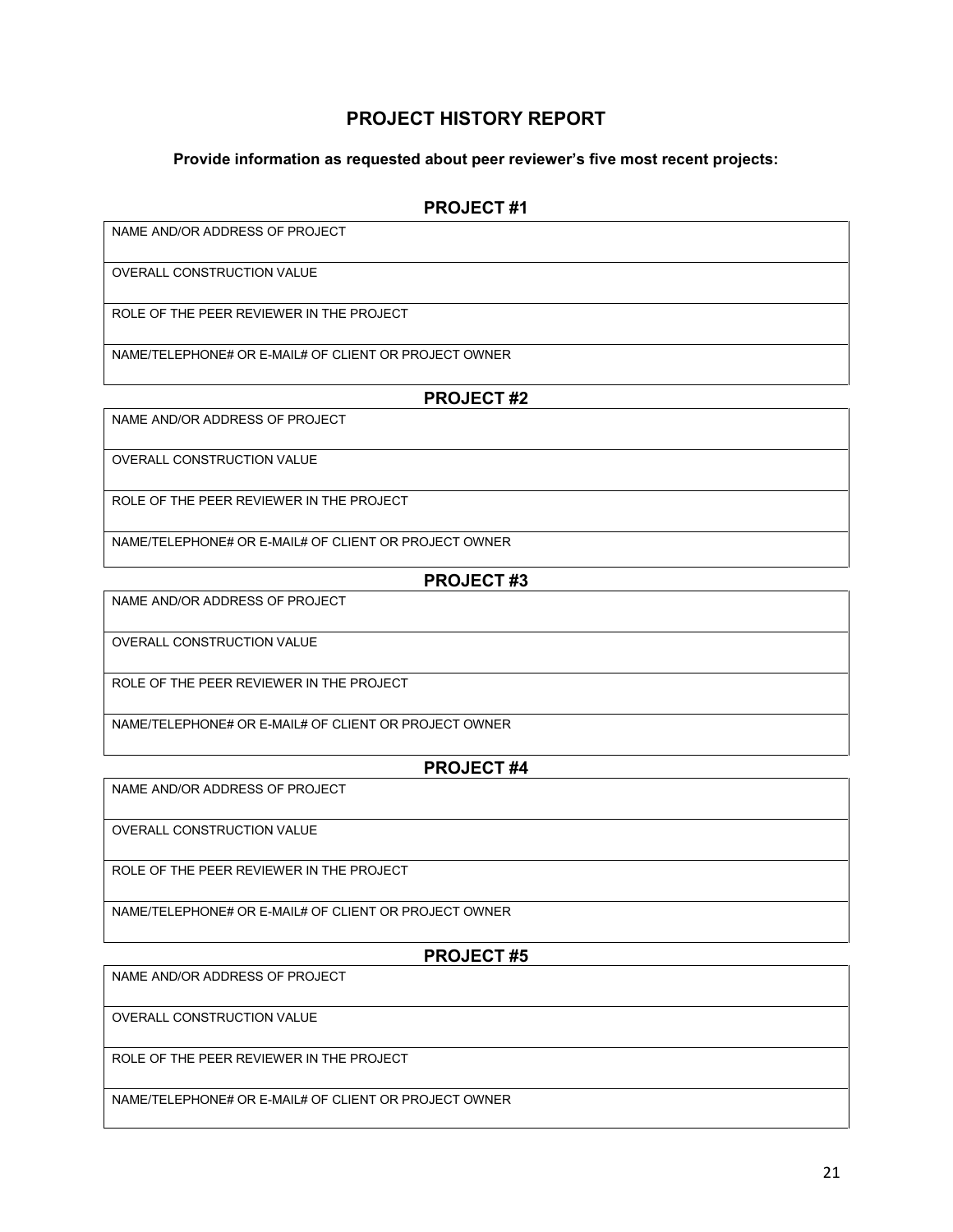# PROJECT HISTORY REPORT

**Provide information as requested about peer reviewer's five most recent projects:**

## PROJECT #1

| NAME AND/OR ADDRESS OF PROJECT |
|---|
| OVERALL CONSTRUCTION VALUE |
| ROLE OF THE PEER REVIEWER IN THE PROJECT |
| NAME/TELEPHONE# OR E-MAIL# OF CLIENT OR PROJECT OWNER |

## PROJECT #2

| NAME AND/OR ADDRESS OF PROJECT |
|---|
| OVERALL CONSTRUCTION VALUE |
| ROLE OF THE PEER REVIEWER IN THE PROJECT |
| NAME/TELEPHONE# OR E-MAIL# OF CLIENT OR PROJECT OWNER |

## PROJECT #3

| NAME AND/OR ADDRESS OF PROJECT |
|---|
| OVERALL CONSTRUCTION VALUE |
| ROLE OF THE PEER REVIEWER IN THE PROJECT |
| NAME/TELEPHONE# OR E-MAIL# OF CLIENT OR PROJECT OWNER |

## PROJECT #4

| NAME AND/OR ADDRESS OF PROJECT |
|---|
| OVERALL CONSTRUCTION VALUE |
| ROLE OF THE PEER REVIEWER IN THE PROJECT |
| NAME/TELEPHONE# OR E-MAIL# OF CLIENT OR PROJECT OWNER |

## PROJECT #5

| NAME AND/OR ADDRESS OF PROJECT |
|---|
| OVERALL CONSTRUCTION VALUE |
| ROLE OF THE PEER REVIEWER IN THE PROJECT |
| NAME/TELEPHONE# OR E-MAIL# OF CLIENT OR PROJECT OWNER |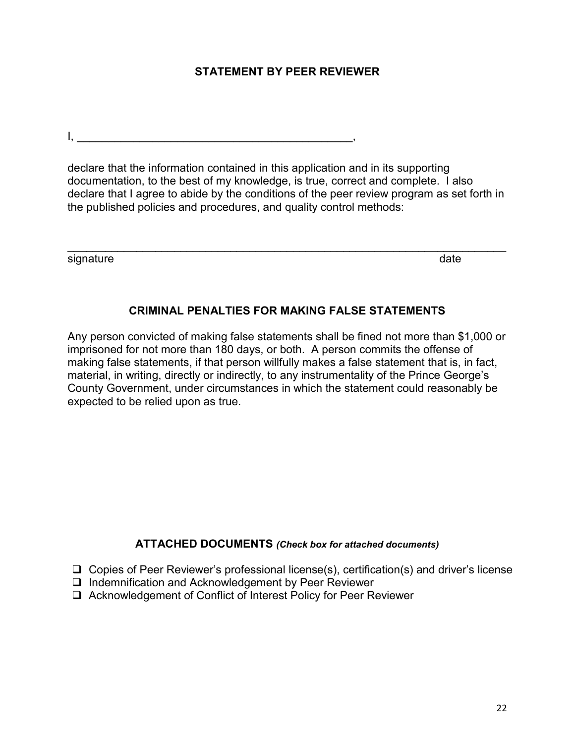## STATEMENT BY PEER REVIEWER

I, _____________________________________________,

declare that the information contained in this application and in its supporting documentation, to the best of my knowledge, is true, correct and complete. I also declare that I agree to abide by the conditions of the peer review program as set forth in the published policies and procedures, and quality control methods:

_________________________________________________________________________

signature                                                                                                                      date

## CRIMINAL PENALTIES FOR MAKING FALSE STATEMENTS

Any person convicted of making false statements shall be fined not more than $1,000 or imprisoned for not more than 180 days, or both. A person commits the offense of making false statements, if that person willfully makes a false statement that is, in fact, material, in writing, directly or indirectly, to any instrumentality of the Prince George's County Government, under circumstances in which the statement could reasonably be expected to be relied upon as true.

## ATTACHED DOCUMENTS *(Check box for attached documents)*

- ❑ Copies of Peer Reviewer's professional license(s), certification(s) and driver's license
- ❑ Indemnification and Acknowledgement by Peer Reviewer
- ❑ Acknowledgement of Conflict of Interest Policy for Peer Reviewer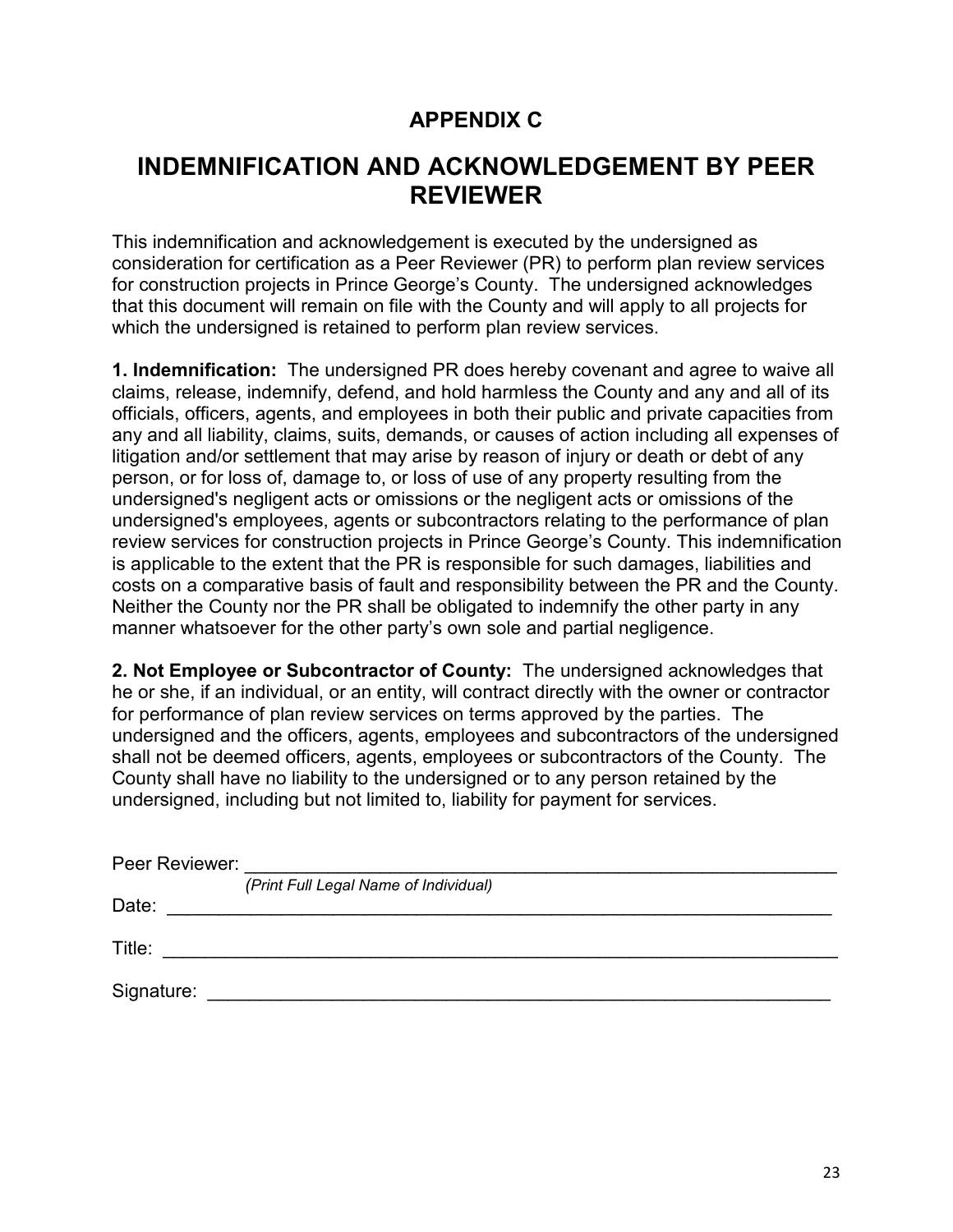## APPENDIX C

# INDEMNIFICATION AND ACKNOWLEDGEMENT BY PEER REVIEWER

This indemnification and acknowledgement is executed by the undersigned as consideration for certification as a Peer Reviewer (PR) to perform plan review services for construction projects in Prince George's County. The undersigned acknowledges that this document will remain on file with the County and will apply to all projects for which the undersigned is retained to perform plan review services.

**1. Indemnification:** The undersigned PR does hereby covenant and agree to waive all claims, release, indemnify, defend, and hold harmless the County and any and all of its officials, officers, agents, and employees in both their public and private capacities from any and all liability, claims, suits, demands, or causes of action including all expenses of litigation and/or settlement that may arise by reason of injury or death or debt of any person, or for loss of, damage to, or loss of use of any property resulting from the undersigned's negligent acts or omissions or the negligent acts or omissions of the undersigned's employees, agents or subcontractors relating to the performance of plan review services for construction projects in Prince George's County. This indemnification is applicable to the extent that the PR is responsible for such damages, liabilities and costs on a comparative basis of fault and responsibility between the PR and the County. Neither the County nor the PR shall be obligated to indemnify the other party in any manner whatsoever for the other party's own sole and partial negligence.

**2. Not Employee or Subcontractor of County:** The undersigned acknowledges that he or she, if an individual, or an entity, will contract directly with the owner or contractor for performance of plan review services on terms approved by the parties. The undersigned and the officers, agents, employees and subcontractors of the undersigned shall not be deemed officers, agents, employees or subcontractors of the County. The County shall have no liability to the undersigned or to any person retained by the undersigned, including but not limited to, liability for payment for services.

Peer Reviewer: ____________________________________________________________
*(Print Full Legal Name of Individual)*

Date: ____________________________________________________________________

Title: ____________________________________________________________________

Signature: ________________________________________________________________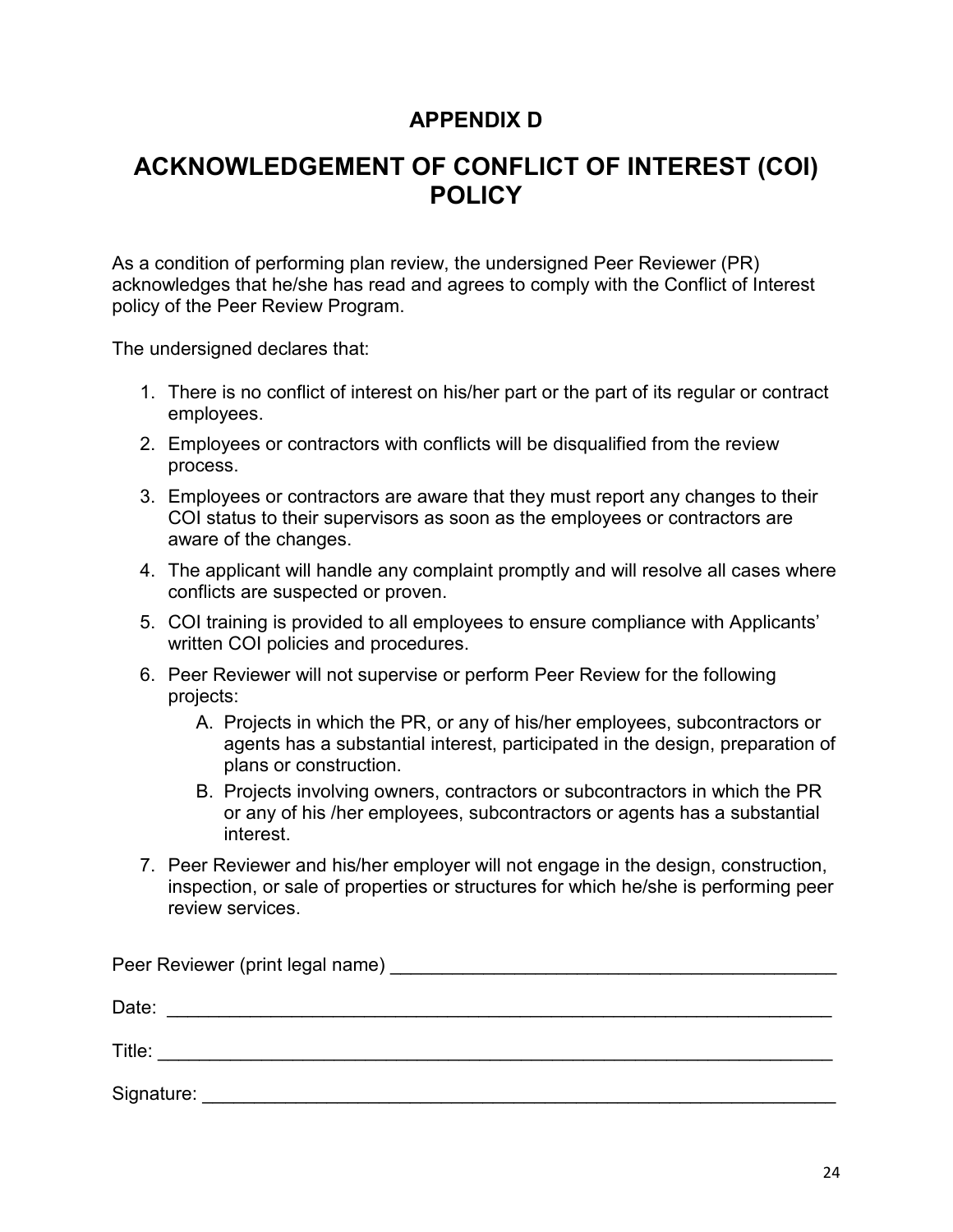# APPENDIX D

# ACKNOWLEDGEMENT OF CONFLICT OF INTEREST (COI) POLICY

As a condition of performing plan review, the undersigned Peer Reviewer (PR) acknowledges that he/she has read and agrees to comply with the Conflict of Interest policy of the Peer Review Program.

The undersigned declares that:

1. There is no conflict of interest on his/her part or the part of its regular or contract employees.
2. Employees or contractors with conflicts will be disqualified from the review process.
3. Employees or contractors are aware that they must report any changes to their COI status to their supervisors as soon as the employees or contractors are aware of the changes.
4. The applicant will handle any complaint promptly and will resolve all cases where conflicts are suspected or proven.
5. COI training is provided to all employees to ensure compliance with Applicants' written COI policies and procedures.
6. Peer Reviewer will not supervise or perform Peer Review for the following projects:
   A. Projects in which the PR, or any of his/her employees, subcontractors or agents has a substantial interest, participated in the design, preparation of plans or construction.
   B. Projects involving owners, contractors or subcontractors in which the PR or any of his /her employees, subcontractors or agents has a substantial interest.
7. Peer Reviewer and his/her employer will not engage in the design, construction, inspection, or sale of properties or structures for which he/she is performing peer review services.

Peer Reviewer (print legal name) ___________________________________________

Date: ______________________________________________________________

Title: ______________________________________________________________

Signature: __________________________________________________________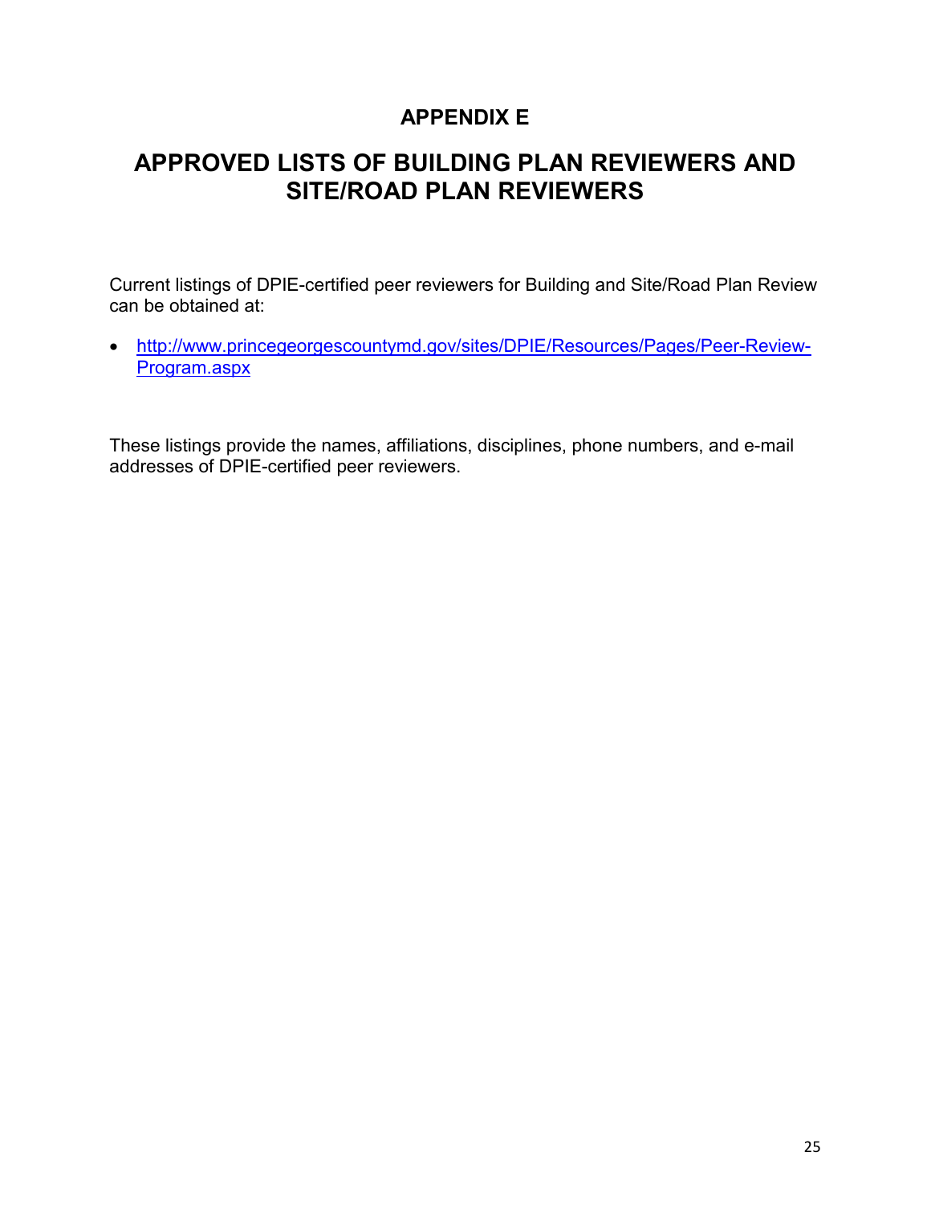# APPENDIX E

## APPROVED LISTS OF BUILDING PLAN REVIEWERS AND SITE/ROAD PLAN REVIEWERS

Current listings of DPIE-certified peer reviewers for Building and Site/Road Plan Review can be obtained at:

- http://www.princegeorgescountymd.gov/sites/DPIE/Resources/Pages/Peer-Review-Program.aspx

These listings provide the names, affiliations, disciplines, phone numbers, and e-mail addresses of DPIE-certified peer reviewers.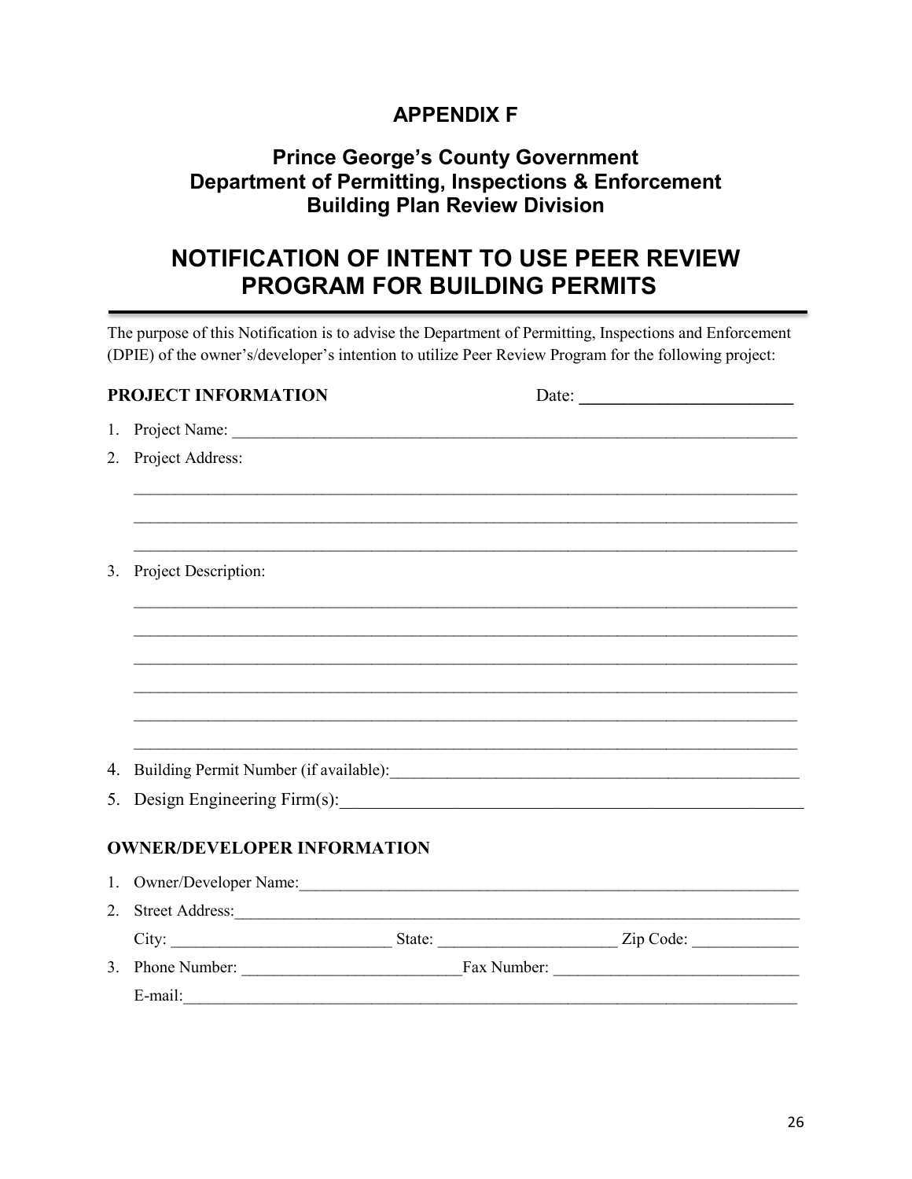# APPENDIX F

## Prince George's County Government
## Department of Permitting, Inspections & Enforcement
## Building Plan Review Division

# NOTIFICATION OF INTENT TO USE PEER REVIEW PROGRAM FOR BUILDING PERMITS

The purpose of this Notification is to advise the Department of Permitting, Inspections and Enforcement (DPIE) of the owner's/developer's intention to utilize Peer Review Program for the following project:

**PROJECT INFORMATION** Date: ________________________

1. Project Name: ______________________________________________________________________
2. Project Address:

   ______________________________________________________________________________

   ______________________________________________________________________________

   ______________________________________________________________________________

3. Project Description:

   ______________________________________________________________________________

   ______________________________________________________________________________

   ______________________________________________________________________________

   ______________________________________________________________________________

   ______________________________________________________________________________

   ______________________________________________________________________________

4. Building Permit Number (if available):_________________________________________________
5. Design Engineering Firm(s):_______________________________________________________

**OWNER/DEVELOPER INFORMATION**

1. Owner/Developer Name:_____________________________________________________________
2. Street Address:___________________________________________________________________

   City: __________________________ State: ____________________ Zip Code: ____________

3. Phone Number: _________________________Fax Number: ____________________________

   E-mail:___________________________________________________________________________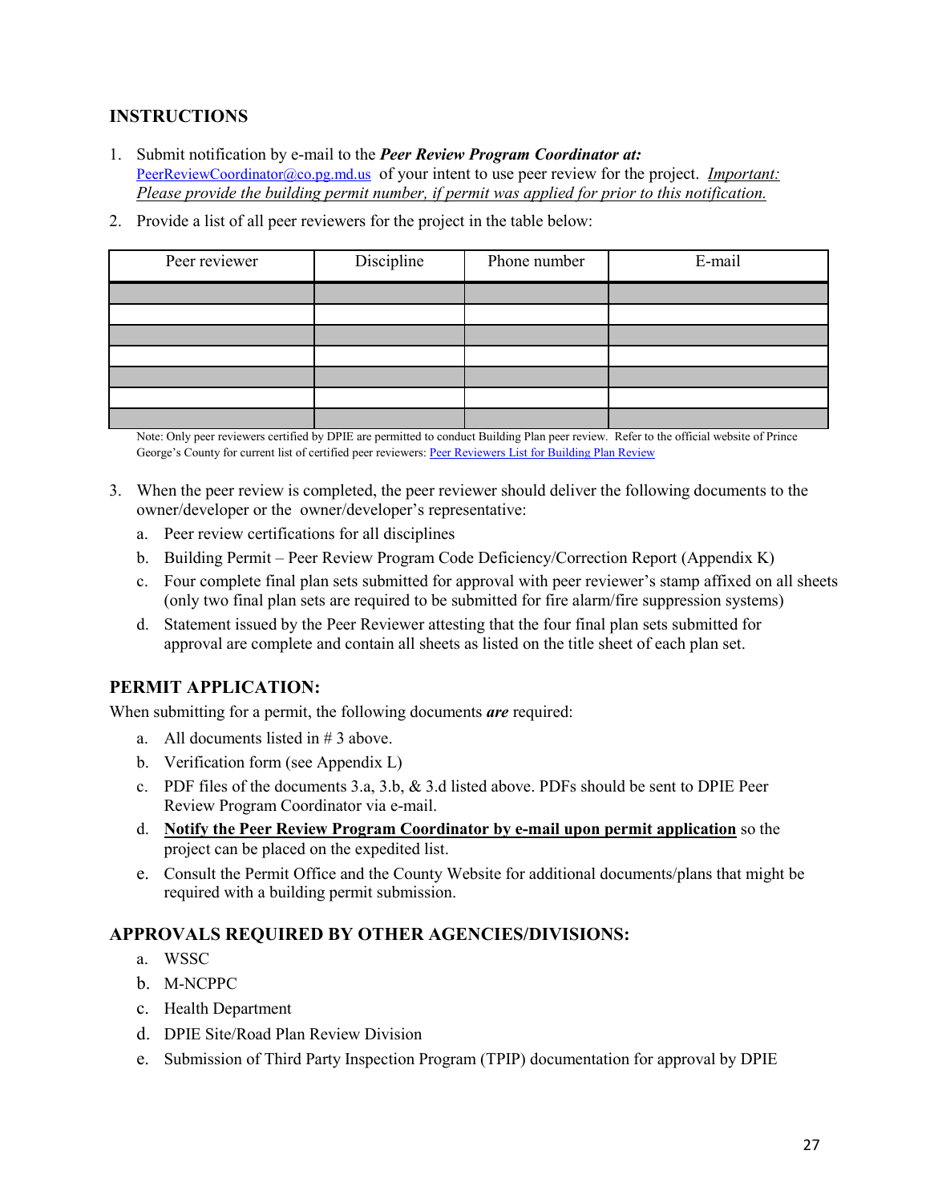## INSTRUCTIONS

1. Submit notification by e-mail to the ***Peer Review Program Coordinator at:*** PeerReviewCoordinator@co.pg.md.us of your intent to use peer review for the project. *Important: Please provide the building permit number, if permit was applied for prior to this notification.*

2. Provide a list of all peer reviewers for the project in the table below:

| Peer reviewer | Discipline | Phone number | E-mail |
|---|---|---|---|
| | | | |
| | | | |
| | | | |
| | | | |
| | | | |
| | | | |
| | | | |

Note: Only peer reviewers certified by DPIE are permitted to conduct Building Plan peer review. Refer to the official website of Prince George's County for current list of certified peer reviewers: Peer Reviewers List for Building Plan Review

3. When the peer review is completed, the peer reviewer should deliver the following documents to the owner/developer or the owner/developer's representative:
   a. Peer review certifications for all disciplines
   b. Building Permit – Peer Review Program Code Deficiency/Correction Report (Appendix K)
   c. Four complete final plan sets submitted for approval with peer reviewer's stamp affixed on all sheets (only two final plan sets are required to be submitted for fire alarm/fire suppression systems)
   d. Statement issued by the Peer Reviewer attesting that the four final plan sets submitted for approval are complete and contain all sheets as listed on the title sheet of each plan set.

## PERMIT APPLICATION:

When submitting for a permit, the following documents ***are*** required:

a. All documents listed in # 3 above.
b. Verification form (see Appendix L)
c. PDF files of the documents 3.a, 3.b, & 3.d listed above. PDFs should be sent to DPIE Peer Review Program Coordinator via e-mail.
d. **Notify the Peer Review Program Coordinator by e-mail upon permit application** so the project can be placed on the expedited list.
e. Consult the Permit Office and the County Website for additional documents/plans that might be required with a building permit submission.

## APPROVALS REQUIRED BY OTHER AGENCIES/DIVISIONS:

a. WSSC
b. M-NCPPC
c. Health Department
d. DPIE Site/Road Plan Review Division
e. Submission of Third Party Inspection Program (TPIP) documentation for approval by DPIE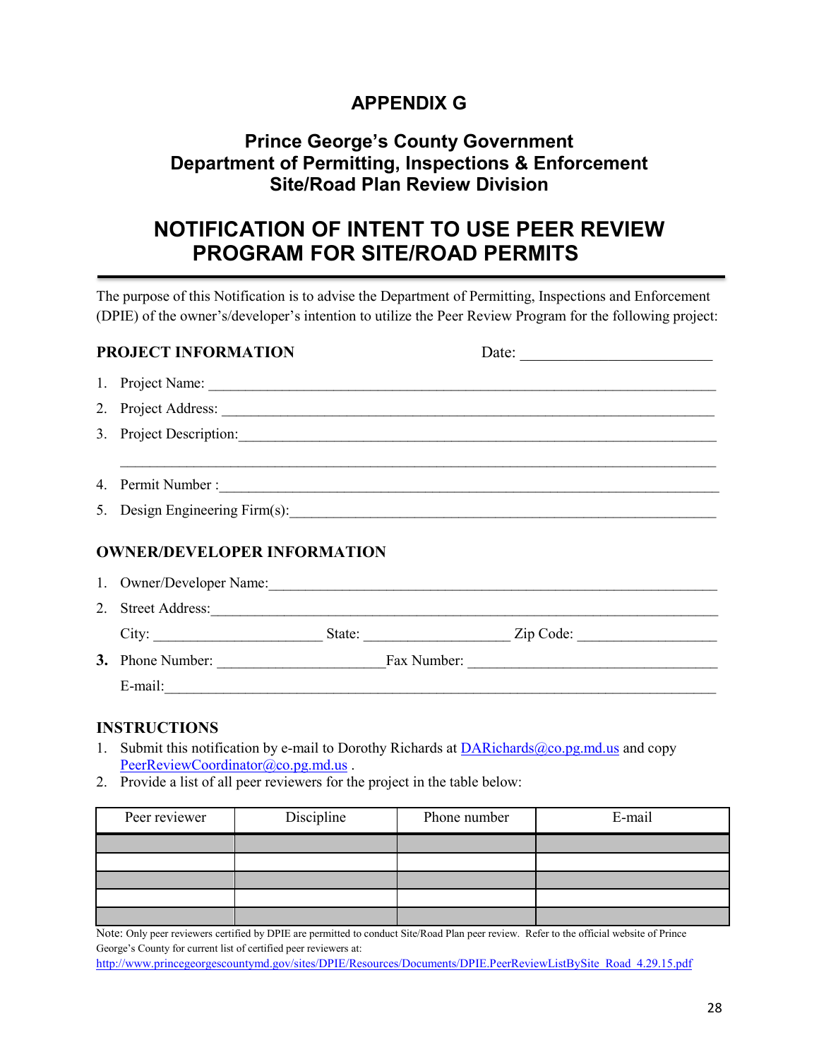# APPENDIX G

## Prince George's County Government
## Department of Permitting, Inspections & Enforcement
## Site/Road Plan Review Division

# NOTIFICATION OF INTENT TO USE PEER REVIEW PROGRAM FOR SITE/ROAD PERMITS

The purpose of this Notification is to advise the Department of Permitting, Inspections and Enforcement (DPIE) of the owner's/developer's intention to utilize the Peer Review Program for the following project:

**PROJECT INFORMATION** Date: ________________________

1. Project Name: ______________________________________________________________
2. Project Address: ____________________________________________________________
3. Project Description:__________________________________________________________

   ______________________________________________________________________________
4. Permit Number :______________________________________________________________
5. Design Engineering Firm(s):____________________________________________________

**OWNER/DEVELOPER INFORMATION**

1. Owner/Developer Name:_______________________________________________________
2. Street Address:_______________________________________________________________

   City: ______________________ State: ___________________ Zip Code: ________________
3. Phone Number: _____________________Fax Number: _____________________________

   E-mail:_______________________________________________________________________

**INSTRUCTIONS**

1. Submit this notification by e-mail to Dorothy Richards at DARichards@co.pg.md.us and copy PeerReviewCoordinator@co.pg.md.us .
2. Provide a list of all peer reviewers for the project in the table below:

| Peer reviewer | Discipline | Phone number | E-mail |
|---|---|---|---|
| | | | |
| | | | |
| | | | |
| | | | |
| | | | |

Note: Only peer reviewers certified by DPIE are permitted to conduct Site/Road Plan peer review. Refer to the official website of Prince George's County for current list of certified peer reviewers at: http://www.princegeorgescountymd.gov/sites/DPIE/Resources/Documents/DPIE.PeerReviewListBySite_Road_4.29.15.pdf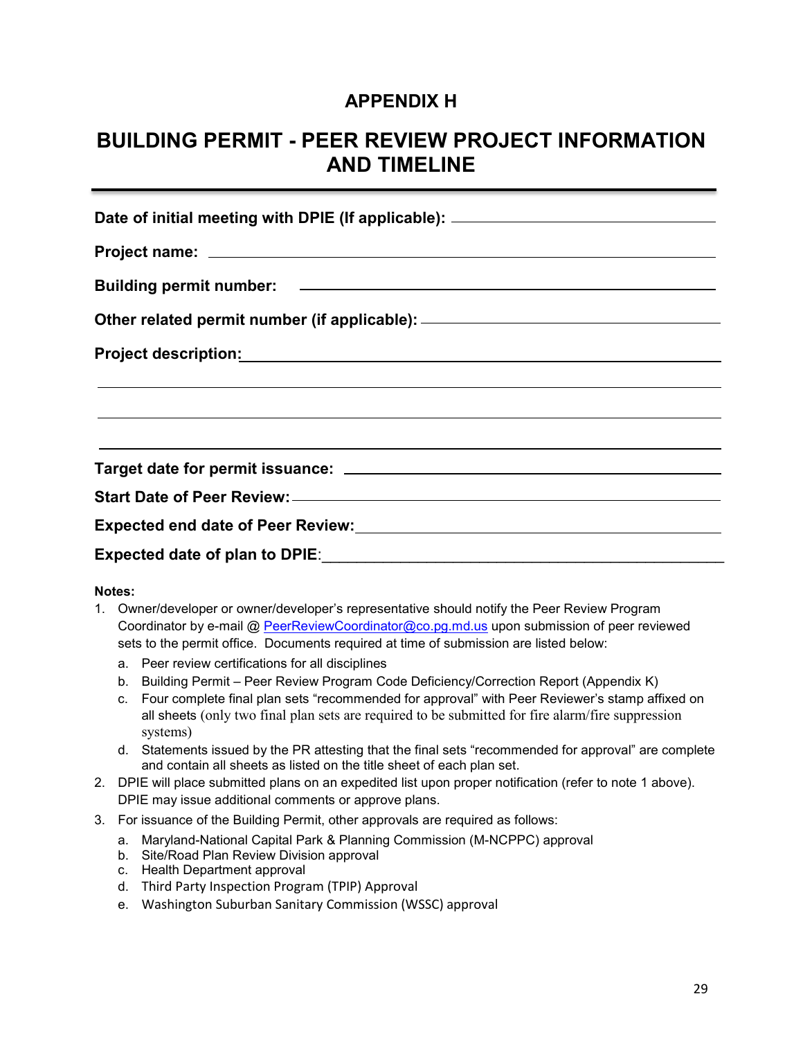# APPENDIX H

# BUILDING PERMIT - PEER REVIEW PROJECT INFORMATION AND TIMELINE

---

**Date of initial meeting with DPIE (If applicable):** ______________________________

**Project name:** ______________________________

**Building permit number:** ______________________________

**Other related permit number (if applicable):** ______________________________

**Project description:** ______________________________

______________________________

______________________________

______________________________

**Target date for permit issuance:** ______________________________

**Start Date of Peer Review:** ______________________________

**Expected end date of Peer Review:** ______________________________

**Expected date of plan to DPIE**: ______________________________

**Notes:**

1. Owner/developer or owner/developer's representative should notify the Peer Review Program Coordinator by e-mail @ PeerReviewCoordinator@co.pg.md.us upon submission of peer reviewed sets to the permit office. Documents required at time of submission are listed below:
   a. Peer review certifications for all disciplines
   b. Building Permit – Peer Review Program Code Deficiency/Correction Report (Appendix K)
   c. Four complete final plan sets "recommended for approval" with Peer Reviewer's stamp affixed on all sheets (only two final plan sets are required to be submitted for fire alarm/fire suppression systems)
   d. Statements issued by the PR attesting that the final sets "recommended for approval" are complete and contain all sheets as listed on the title sheet of each plan set.
2. DPIE will place submitted plans on an expedited list upon proper notification (refer to note 1 above). DPIE may issue additional comments or approve plans.
3. For issuance of the Building Permit, other approvals are required as follows:
   a. Maryland-National Capital Park & Planning Commission (M-NCPPC) approval
   b. Site/Road Plan Review Division approval
   c. Health Department approval
   d. Third Party Inspection Program (TPIP) Approval
   e. Washington Suburban Sanitary Commission (WSSC) approval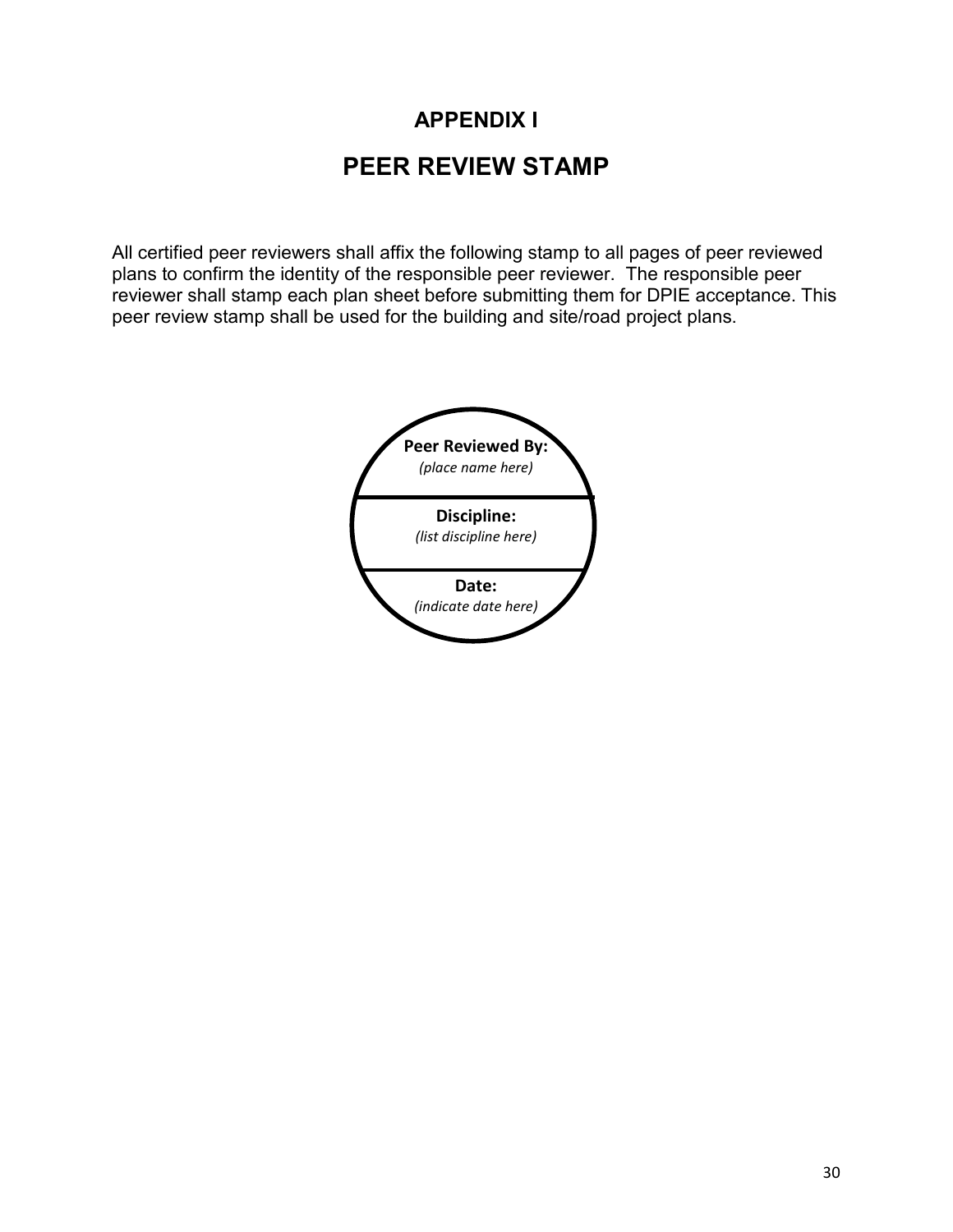# APPENDIX I

## PEER REVIEW STAMP

All certified peer reviewers shall affix the following stamp to all pages of peer reviewed plans to confirm the identity of the responsible peer reviewer. The responsible peer reviewer shall stamp each plan sheet before submitting them for DPIE acceptance. This peer review stamp shall be used for the building and site/road project plans.

**Peer Reviewed By:**
*(place name here)*

**Discipline:**
*(list discipline here)*

**Date:**
*(indicate date here)*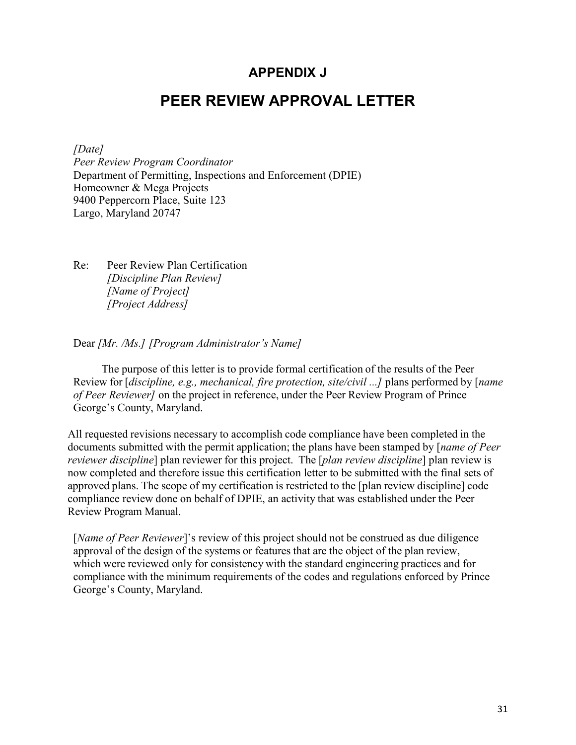## APPENDIX J

# PEER REVIEW APPROVAL LETTER

*[Date]*
*Peer Review Program Coordinator*
Department of Permitting, Inspections and Enforcement (DPIE)
Homeowner & Mega Projects
9400 Peppercorn Place, Suite 123
Largo, Maryland 20747

Re: Peer Review Plan Certification
*[Discipline Plan Review]*
*[Name of Project]*
*[Project Address]*

Dear *[Mr. /Ms.] [Program Administrator's Name]*

The purpose of this letter is to provide formal certification of the results of the Peer Review for [*discipline, e.g., mechanical, fire protection, site/civil ...]* plans performed by [*name of Peer Reviewer]* on the project in reference, under the Peer Review Program of Prince George's County, Maryland.

All requested revisions necessary to accomplish code compliance have been completed in the documents submitted with the permit application; the plans have been stamped by [*name of Peer reviewer discipline*] plan reviewer for this project. The [*plan review discipline*] plan review is now completed and therefore issue this certification letter to be submitted with the final sets of approved plans. The scope of my certification is restricted to the [plan review discipline] code compliance review done on behalf of DPIE, an activity that was established under the Peer Review Program Manual.

[*Name of Peer Reviewer*]'s review of this project should not be construed as due diligence approval of the design of the systems or features that are the object of the plan review, which were reviewed only for consistency with the standard engineering practices and for compliance with the minimum requirements of the codes and regulations enforced by Prince George's County, Maryland.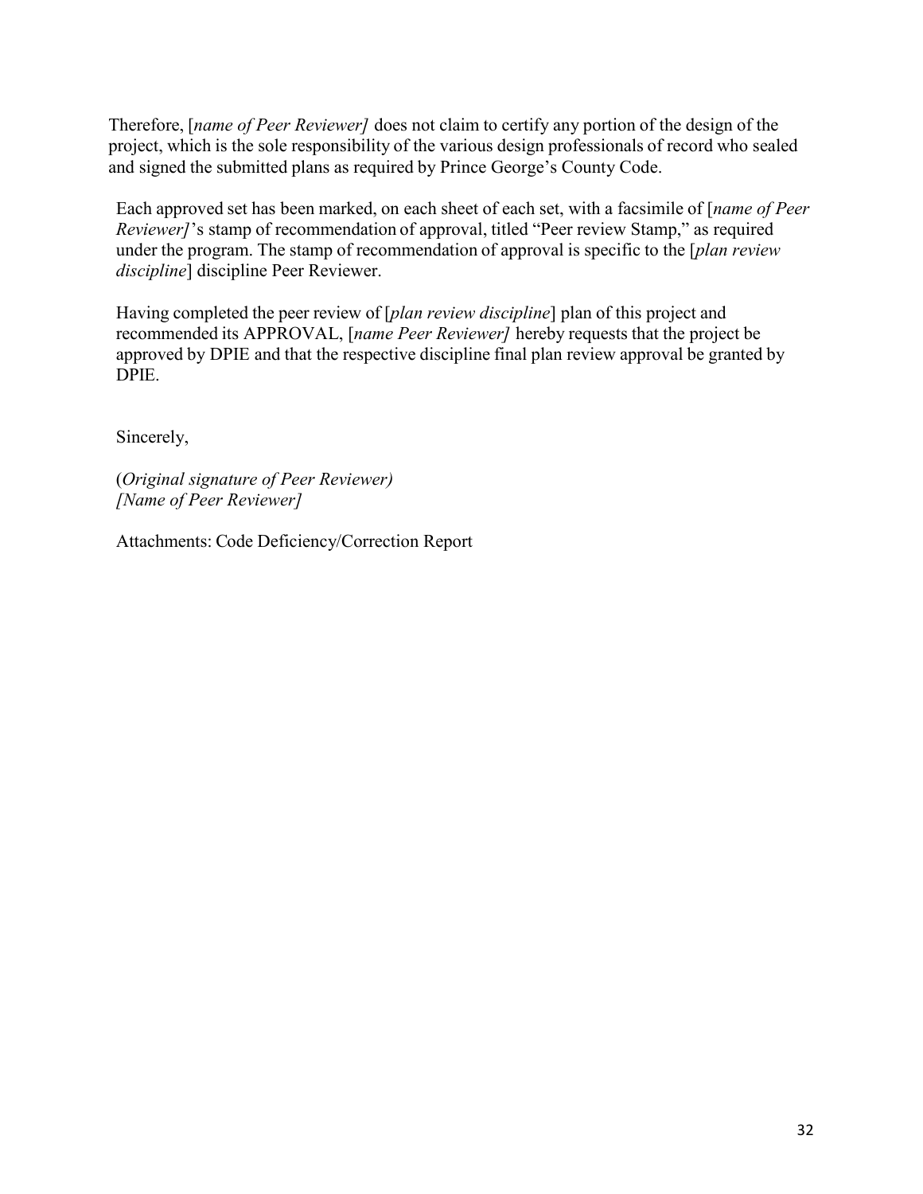Therefore, [*name of Peer Reviewer]* does not claim to certify any portion of the design of the project, which is the sole responsibility of the various design professionals of record who sealed and signed the submitted plans as required by Prince George's County Code.

Each approved set has been marked, on each sheet of each set, with a facsimile of [*name of Peer Reviewer]*'s stamp of recommendation of approval, titled "Peer review Stamp," as required under the program. The stamp of recommendation of approval is specific to the [*plan review discipline*] discipline Peer Reviewer.

Having completed the peer review of [*plan review discipline*] plan of this project and recommended its APPROVAL, [*name Peer Reviewer]* hereby requests that the project be approved by DPIE and that the respective discipline final plan review approval be granted by DPIE.

Sincerely,

(*Original signature of Peer Reviewer)*
*[Name of Peer Reviewer]*

Attachments: Code Deficiency/Correction Report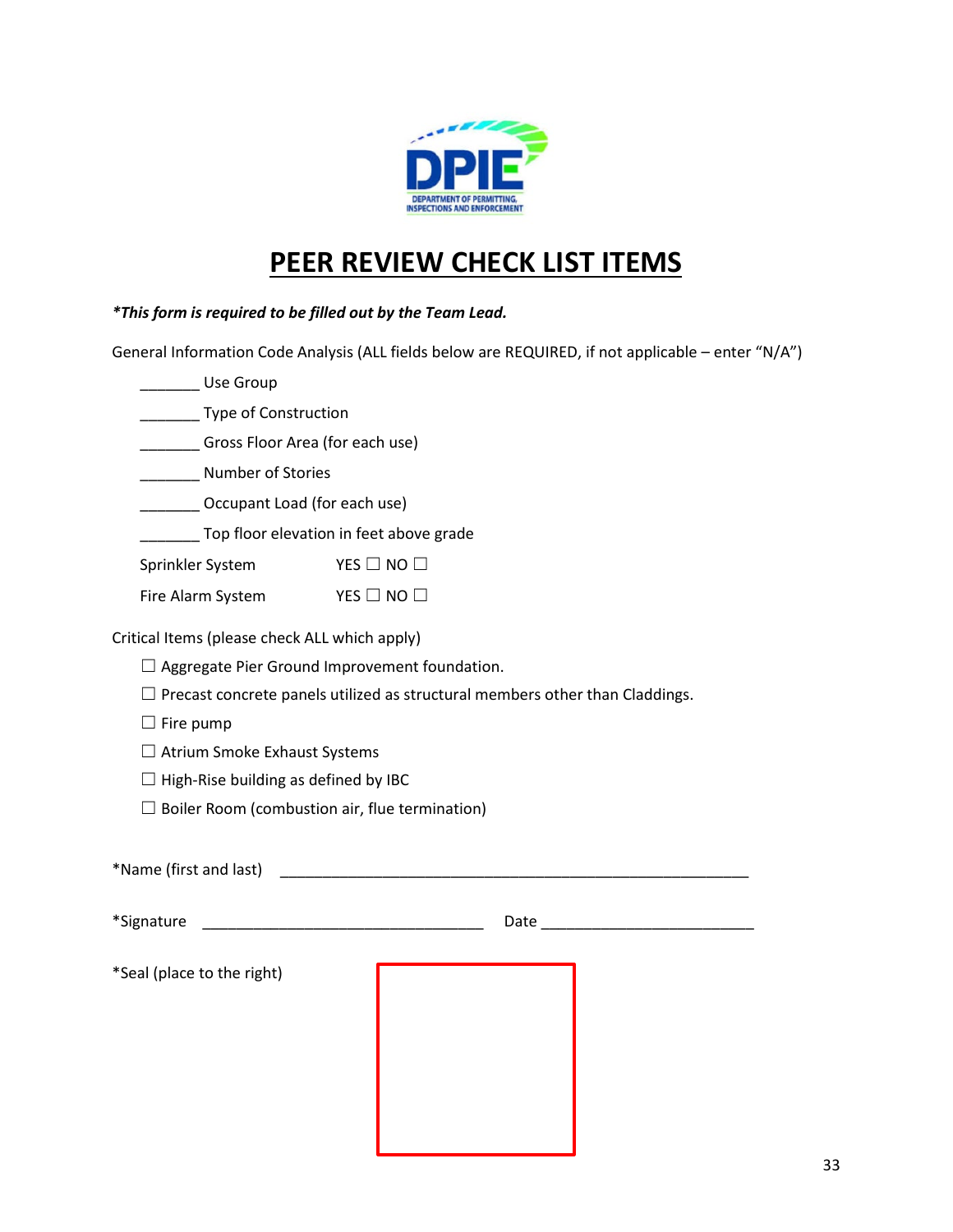DPIE

DEPARTMENT OF PERMITTING, INSPECTIONS AND ENFORCEMENT

# PEER REVIEW CHECK LIST ITEMS

***This form is required to be filled out by the Team Lead.***

General Information Code Analysis (ALL fields below are REQUIRED, if not applicable – enter "N/A")

_______ Use Group

_______ Type of Construction

_______ Gross Floor Area (for each use)

_______ Number of Stories

_______ Occupant Load (for each use)

_______ Top floor elevation in feet above grade

Sprinkler System YES ☐ NO ☐

Fire Alarm System YES ☐ NO ☐

Critical Items (please check ALL which apply)

☐ Aggregate Pier Ground Improvement foundation.

☐ Precast concrete panels utilized as structural members other than Claddings.

☐ Fire pump

☐ Atrium Smoke Exhaust Systems

☐ High-Rise building as defined by IBC

☐ Boiler Room (combustion air, flue termination)

*Name (first and last) ___________________________________________________________

*Signature __________________________________ Date _________________________

*Seal (place to the right)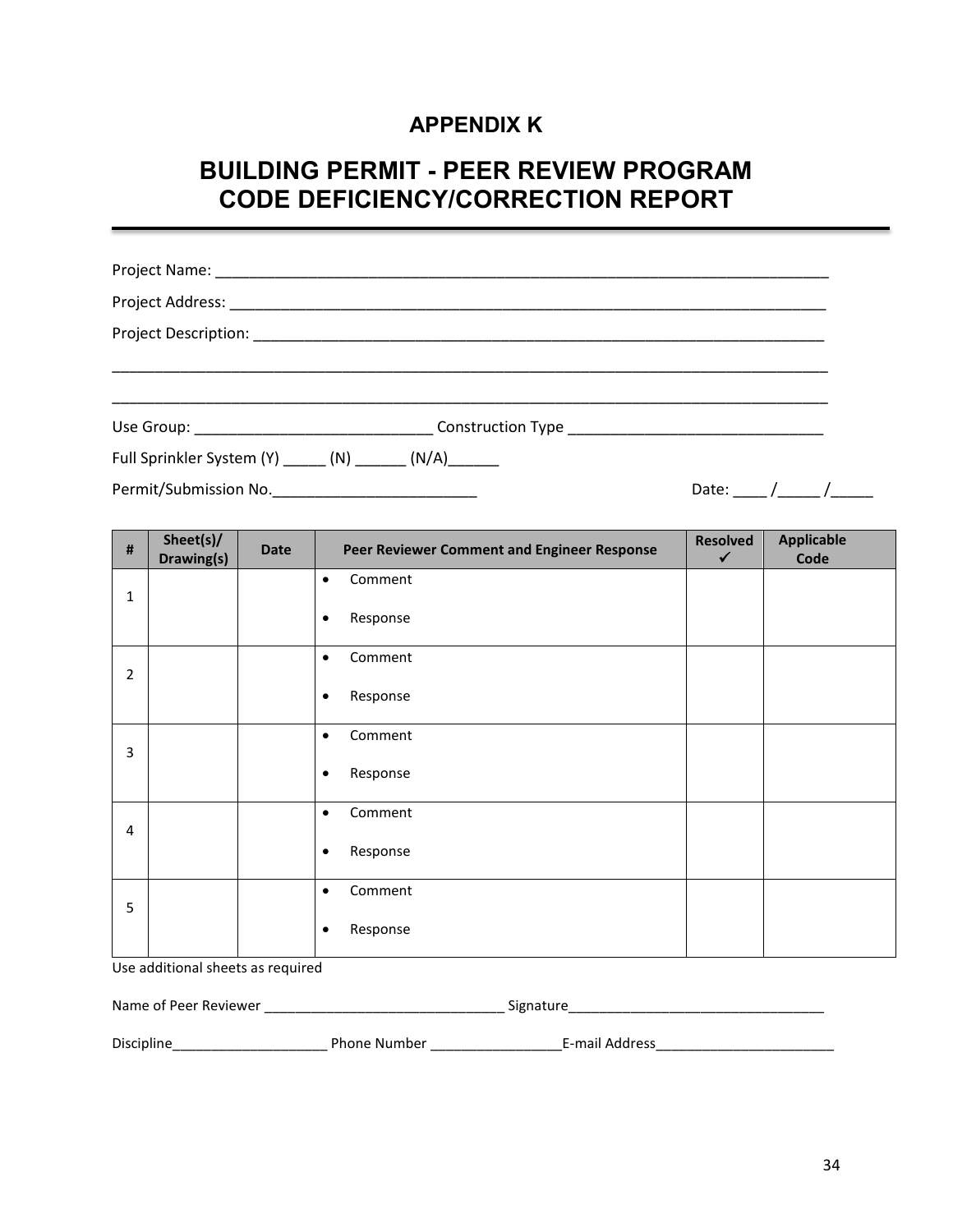# APPENDIX K

# BUILDING PERMIT - PEER REVIEW PROGRAM CODE DEFICIENCY/CORRECTION REPORT

Project Name: ___________________________________________________________________________

Project Address: _________________________________________________________________________

Project Description: ______________________________________________________________________

_____________________________________________________________________________________

_____________________________________________________________________________________

Use Group: ____________________________ Construction Type ______________________________

Full Sprinkler System (Y) _____ (N) ______ (N/A)______

Permit/Submission No.________________________ Date: ____ /_____ /_____

| # | Sheet(s)/ Drawing(s) | Date | Peer Reviewer Comment and Engineer Response | Resolved ✓ | Applicable Code |
|---|---|---|---|---|---|
| 1 | | | • Comment<br>• Response | | |
| 2 | | | • Comment<br>• Response | | |
| 3 | | | • Comment<br>• Response | | |
| 4 | | | • Comment<br>• Response | | |
| 5 | | | • Comment<br>• Response | | |

Use additional sheets as required

Name of Peer Reviewer _______________________________ Signature_________________________________

Discipline____________________ Phone Number _________________E-mail Address_______________________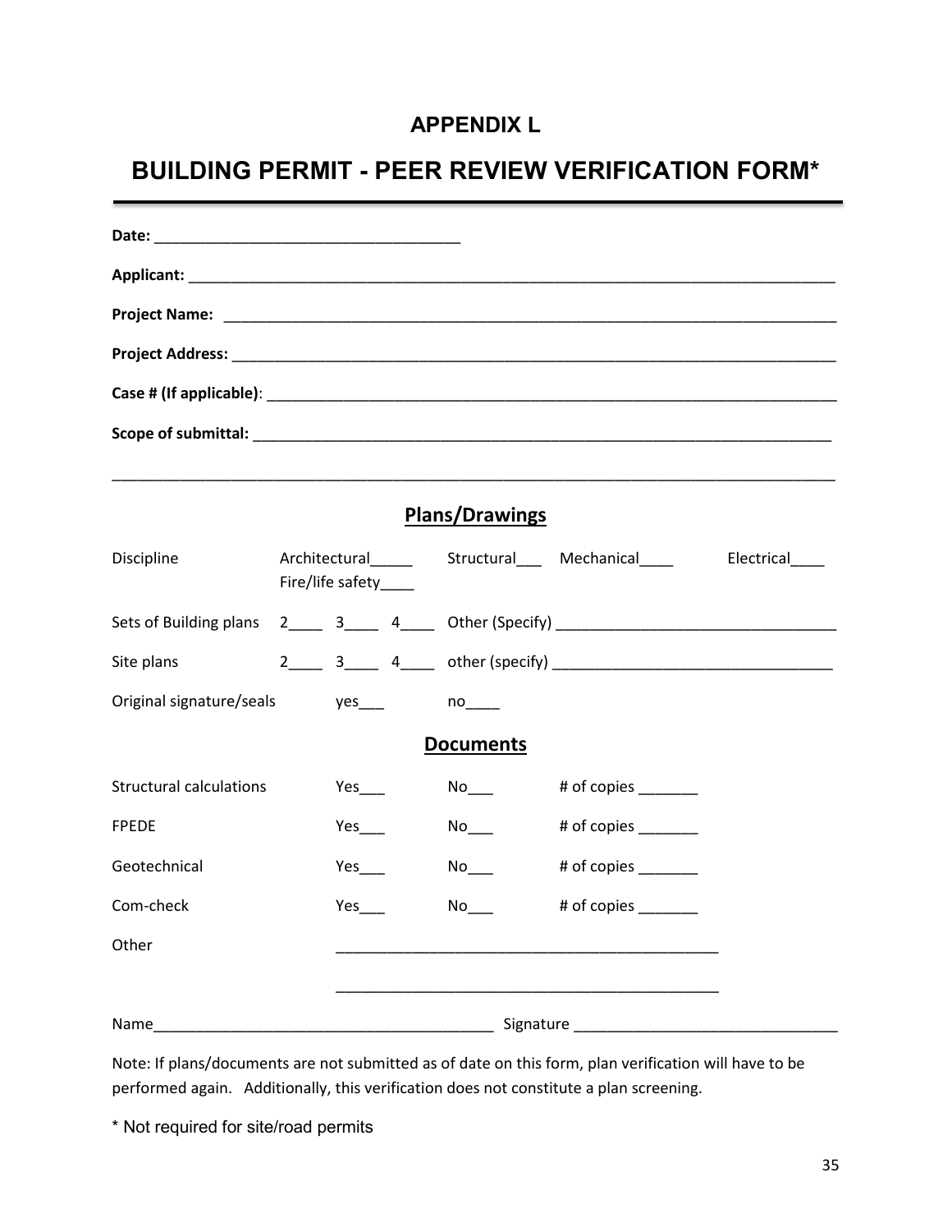## APPENDIX L

# BUILDING PERMIT - PEER REVIEW VERIFICATION FORM*

**Date:** ____________________________________

**Applicant:** ____________________________________________________________________________

**Project Name:** __________________________________________________________________________

**Project Address:** ________________________________________________________________________

**Case # (If applicable)**: ____________________________________________________________________

**Scope of submittal:** _____________________________________________________________________

______________________________________________________________________________________

### Plans/Drawings

Discipline  Architectural_____  Structural___  Mechanical____  Electrical____  Fire/life safety____

Sets of Building plans  2____  3____  4____  Other (Specify) ________________________________

Site plans  2____  3____  4____  other (specify) ________________________________

Original signature/seals  yes___  no____

### Documents

Structural calculations  Yes___  No___  # of copies _______

FPEDE  Yes___  No___  # of copies _______

Geotechnical  Yes___  No___  # of copies _______

Com-check  Yes___  No___  # of copies _______

Other  _____________________________________________

_____________________________________________

Name________________________________________ Signature ______________________________

Note: If plans/documents are not submitted as of date on this form, plan verification will have to be performed again. Additionally, this verification does not constitute a plan screening.

\* Not required for site/road permits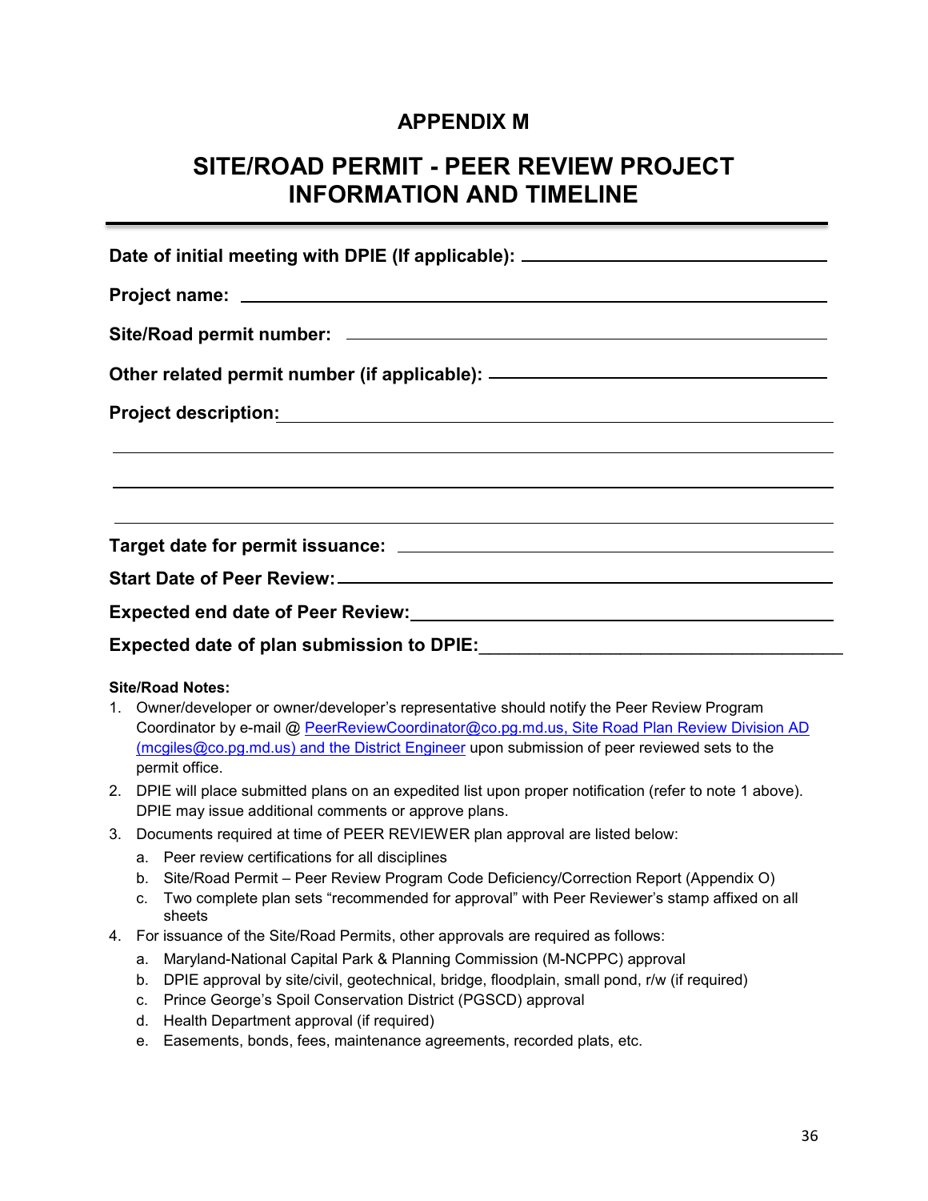# APPENDIX M

# SITE/ROAD PERMIT - PEER REVIEW PROJECT INFORMATION AND TIMELINE

---

**Date of initial meeting with DPIE (If applicable):** ______________________________

**Project name:** ______________________________

**Site/Road permit number:** ______________________________

**Other related permit number (if applicable):** ______________________________

**Project description:** ______________________________

______________________________

______________________________

______________________________

**Target date for permit issuance:** ______________________________

**Start Date of Peer Review:** ______________________________

**Expected end date of Peer Review:** ______________________________

**Expected date of plan submission to DPIE:** ______________________________

**Site/Road Notes:**

1. Owner/developer or owner/developer's representative should notify the Peer Review Program Coordinator by e-mail @ PeerReviewCoordinator@co.pg.md.us, Site Road Plan Review Division AD (mcgiles@co.pg.md.us) and the District Engineer upon submission of peer reviewed sets to the permit office.
2. DPIE will place submitted plans on an expedited list upon proper notification (refer to note 1 above). DPIE may issue additional comments or approve plans.
3. Documents required at time of PEER REVIEWER plan approval are listed below:
   a. Peer review certifications for all disciplines
   b. Site/Road Permit – Peer Review Program Code Deficiency/Correction Report (Appendix O)
   c. Two complete plan sets "recommended for approval" with Peer Reviewer's stamp affixed on all sheets
4. For issuance of the Site/Road Permits, other approvals are required as follows:
   a. Maryland-National Capital Park & Planning Commission (M-NCPPC) approval
   b. DPIE approval by site/civil, geotechnical, bridge, floodplain, small pond, r/w (if required)
   c. Prince George's Spoil Conservation District (PGSCD) approval
   d. Health Department approval (if required)
   e. Easements, bonds, fees, maintenance agreements, recorded plats, etc.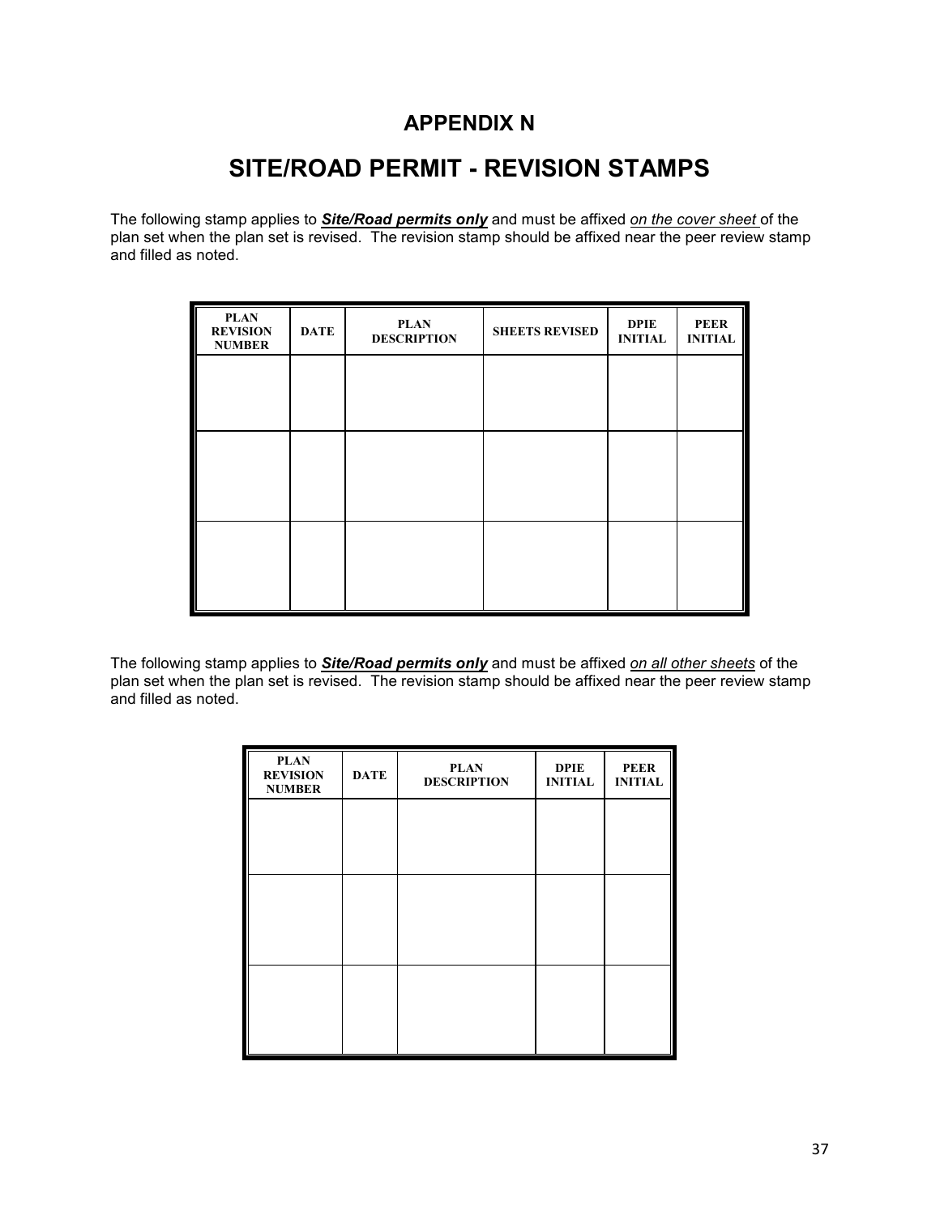# APPENDIX N

# SITE/ROAD PERMIT - REVISION STAMPS

The following stamp applies to ***Site/Road permits only*** and must be affixed *on the cover sheet* of the plan set when the plan set is revised. The revision stamp should be affixed near the peer review stamp and filled as noted.

| PLAN REVISION NUMBER | DATE | PLAN DESCRIPTION | SHEETS REVISED | DPIE INITIAL | PEER INITIAL |
|---|---|---|---|---|---|
| | | | | | |
| | | | | | |
| | | | | | |

The following stamp applies to ***Site/Road permits only*** and must be affixed *on all other sheets* of the plan set when the plan set is revised. The revision stamp should be affixed near the peer review stamp and filled as noted.

| PLAN REVISION NUMBER | DATE | PLAN DESCRIPTION | DPIE INITIAL | PEER INITIAL |
|---|---|---|---|---|
| | | | | |
| | | | | |
| | | | | |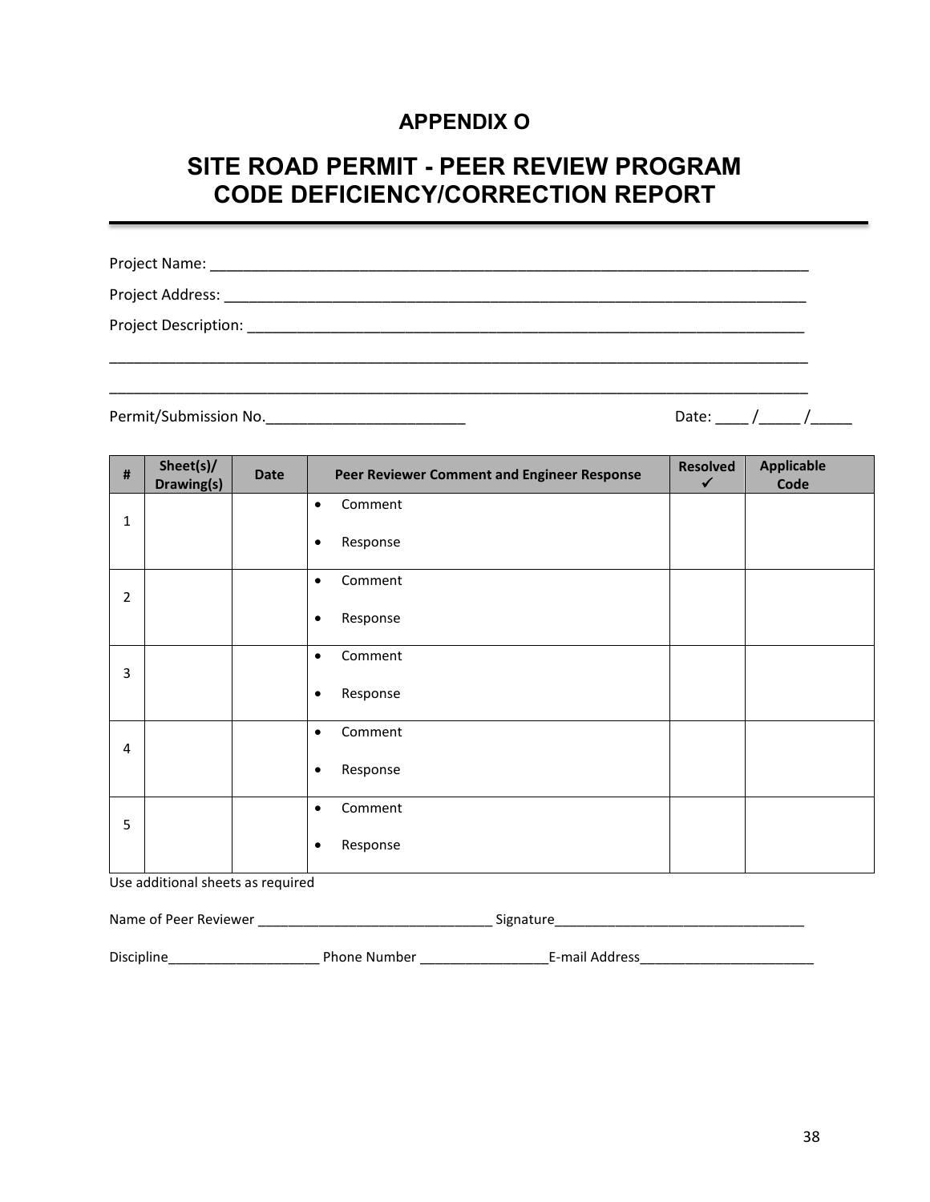## APPENDIX O

# SITE ROAD PERMIT - PEER REVIEW PROGRAM CODE DEFICIENCY/CORRECTION REPORT

---

Project Name: ___________________________________________________________________________

Project Address: _________________________________________________________________________

Project Description: ______________________________________________________________________

_________________________________________________________________________________________

_________________________________________________________________________________________

Permit/Submission No.________________________ Date: ____ /_____ /_____

| # | Sheet(s)/ Drawing(s) | Date | Peer Reviewer Comment and Engineer Response | Resolved ✓ | Applicable Code |
|---|---|---|---|---|---|
| 1 | | | • Comment<br>• Response | | |
| 2 | | | • Comment<br>• Response | | |
| 3 | | | • Comment<br>• Response | | |
| 4 | | | • Comment<br>• Response | | |
| 5 | | | • Comment<br>• Response | | |

Use additional sheets as required

Name of Peer Reviewer _______________________________ Signature_________________________________

Discipline____________________ Phone Number _________________E-mail Address_______________________